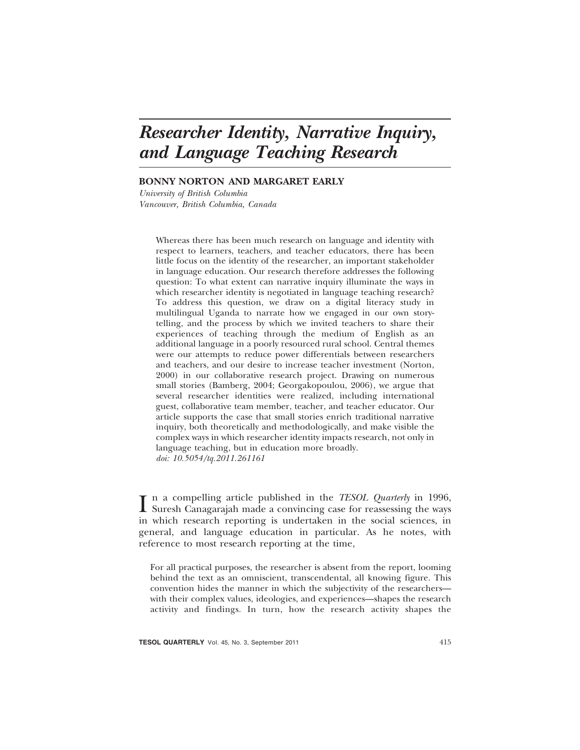# *Researcher Identity, Narrative Inquiry, and Language Teaching Research*

**BONNY NORTON AND MARGARET EARLY**

*University of British Columbia*
*Vancouver, British Columbia, Canada*

> Whereas there has been much research on language and identity with respect to learners, teachers, and teacher educators, there has been little focus on the identity of the researcher, an important stakeholder in language education. Our research therefore addresses the following question: To what extent can narrative inquiry illuminate the ways in which researcher identity is negotiated in language teaching research? To address this question, we draw on a digital literacy study in multilingual Uganda to narrate how we engaged in our own storytelling, and the process by which we invited teachers to share their experiences of teaching through the medium of English as an additional language in a poorly resourced rural school. Central themes were our attempts to reduce power differentials between researchers and teachers, and our desire to increase teacher investment (Norton, 2000) in our collaborative research project. Drawing on numerous small stories (Bamberg, 2004; Georgakopoulou, 2006), we argue that several researcher identities were realized, including international guest, collaborative team member, teacher, and teacher educator. Our article supports the case that small stories enrich traditional narrative inquiry, both theoretically and methodologically, and make visible the complex ways in which researcher identity impacts research, not only in language teaching, but in education more broadly.
> *doi: 10.5054/tq.2011.261161*

In a compelling article published in the *TESOL Quarterly* in 1996, Suresh Canagarajah made a convincing case for reassessing the ways in which research reporting is undertaken in the social sciences, in general, and language education in particular. As he notes, with reference to most research reporting at the time,

> For all practical purposes, the researcher is absent from the report, looming behind the text as an omniscient, transcendental, all knowing figure. This convention hides the manner in which the subjectivity of the researchers—with their complex values, ideologies, and experiences—shapes the research activity and findings. In turn, how the research activity shapes the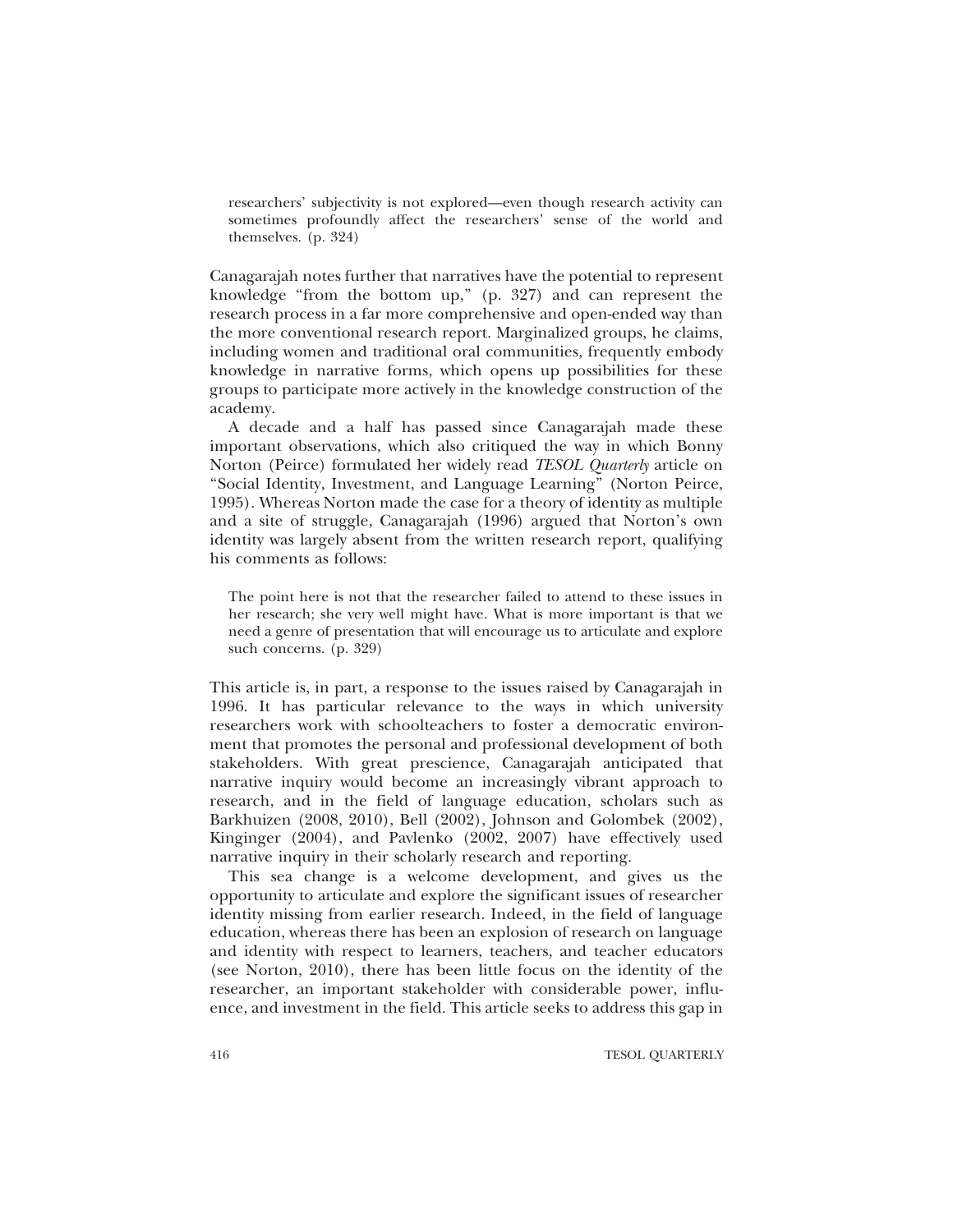> researchers' subjectivity is not explored—even though research activity can sometimes profoundly affect the researchers' sense of the world and themselves. (p. 324)

Canagarajah notes further that narratives have the potential to represent knowledge "from the bottom up," (p. 327) and can represent the research process in a far more comprehensive and open-ended way than the more conventional research report. Marginalized groups, he claims, including women and traditional oral communities, frequently embody knowledge in narrative forms, which opens up possibilities for these groups to participate more actively in the knowledge construction of the academy.

A decade and a half has passed since Canagarajah made these important observations, which also critiqued the way in which Bonny Norton (Peirce) formulated her widely read *TESOL Quarterly* article on "Social Identity, Investment, and Language Learning" (Norton Peirce, 1995). Whereas Norton made the case for a theory of identity as multiple and a site of struggle, Canagarajah (1996) argued that Norton's own identity was largely absent from the written research report, qualifying his comments as follows:

> The point here is not that the researcher failed to attend to these issues in her research; she very well might have. What is more important is that we need a genre of presentation that will encourage us to articulate and explore such concerns. (p. 329)

This article is, in part, a response to the issues raised by Canagarajah in 1996. It has particular relevance to the ways in which university researchers work with schoolteachers to foster a democratic environment that promotes the personal and professional development of both stakeholders. With great prescience, Canagarajah anticipated that narrative inquiry would become an increasingly vibrant approach to research, and in the field of language education, scholars such as Barkhuizen (2008, 2010), Bell (2002), Johnson and Golombek (2002), Kinginger (2004), and Pavlenko (2002, 2007) have effectively used narrative inquiry in their scholarly research and reporting.

This sea change is a welcome development, and gives us the opportunity to articulate and explore the significant issues of researcher identity missing from earlier research. Indeed, in the field of language education, whereas there has been an explosion of research on language and identity with respect to learners, teachers, and teacher educators (see Norton, 2010), there has been little focus on the identity of the researcher, an important stakeholder with considerable power, influence, and investment in the field. This article seeks to address this gap in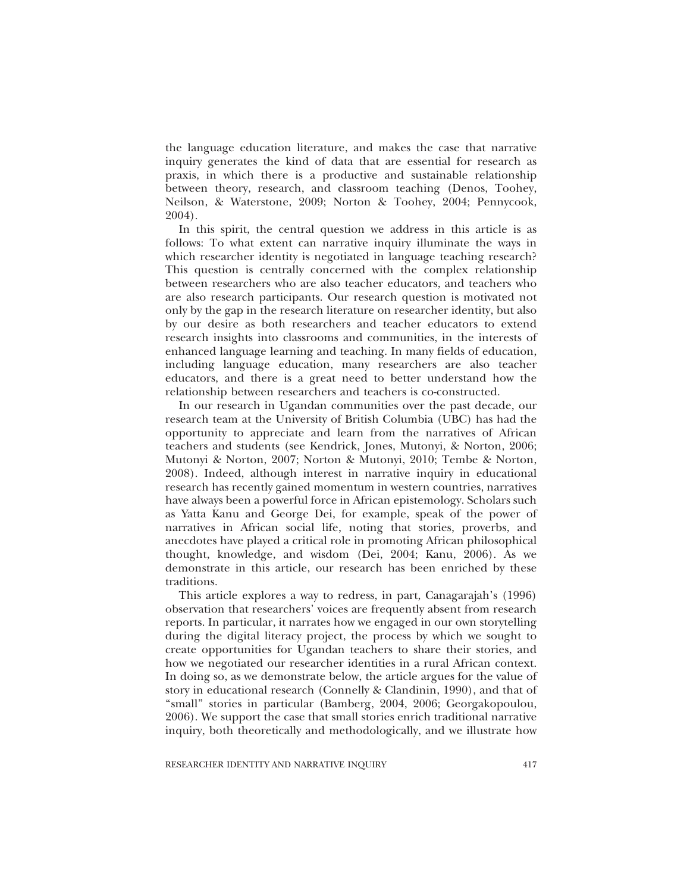the language education literature, and makes the case that narrative inquiry generates the kind of data that are essential for research as praxis, in which there is a productive and sustainable relationship between theory, research, and classroom teaching (Denos, Toohey, Neilson, & Waterstone, 2009; Norton & Toohey, 2004; Pennycook, 2004).

In this spirit, the central question we address in this article is as follows: To what extent can narrative inquiry illuminate the ways in which researcher identity is negotiated in language teaching research? This question is centrally concerned with the complex relationship between researchers who are also teacher educators, and teachers who are also research participants. Our research question is motivated not only by the gap in the research literature on researcher identity, but also by our desire as both researchers and teacher educators to extend research insights into classrooms and communities, in the interests of enhanced language learning and teaching. In many fields of education, including language education, many researchers are also teacher educators, and there is a great need to better understand how the relationship between researchers and teachers is co-constructed.

In our research in Ugandan communities over the past decade, our research team at the University of British Columbia (UBC) has had the opportunity to appreciate and learn from the narratives of African teachers and students (see Kendrick, Jones, Mutonyi, & Norton, 2006; Mutonyi & Norton, 2007; Norton & Mutonyi, 2010; Tembe & Norton, 2008). Indeed, although interest in narrative inquiry in educational research has recently gained momentum in western countries, narratives have always been a powerful force in African epistemology. Scholars such as Yatta Kanu and George Dei, for example, speak of the power of narratives in African social life, noting that stories, proverbs, and anecdotes have played a critical role in promoting African philosophical thought, knowledge, and wisdom (Dei, 2004; Kanu, 2006). As we demonstrate in this article, our research has been enriched by these traditions.

This article explores a way to redress, in part, Canagarajah's (1996) observation that researchers' voices are frequently absent from research reports. In particular, it narrates how we engaged in our own storytelling during the digital literacy project, the process by which we sought to create opportunities for Ugandan teachers to share their stories, and how we negotiated our researcher identities in a rural African context. In doing so, as we demonstrate below, the article argues for the value of story in educational research (Connelly & Clandinin, 1990), and that of "small" stories in particular (Bamberg, 2004, 2006; Georgakopoulou, 2006). We support the case that small stories enrich traditional narrative inquiry, both theoretically and methodologically, and we illustrate how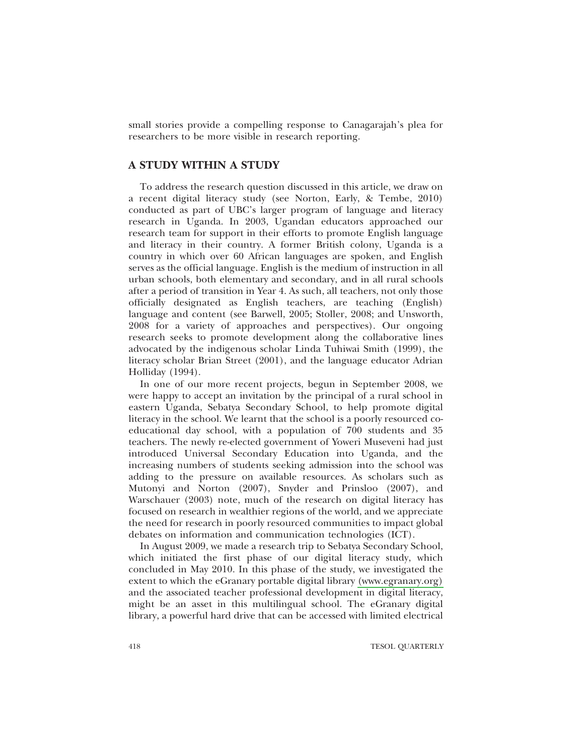small stories provide a compelling response to Canagarajah's plea for researchers to be more visible in research reporting.

## A STUDY WITHIN A STUDY

To address the research question discussed in this article, we draw on a recent digital literacy study (see Norton, Early, & Tembe, 2010) conducted as part of UBC's larger program of language and literacy research in Uganda. In 2003, Ugandan educators approached our research team for support in their efforts to promote English language and literacy in their country. A former British colony, Uganda is a country in which over 60 African languages are spoken, and English serves as the official language. English is the medium of instruction in all urban schools, both elementary and secondary, and in all rural schools after a period of transition in Year 4. As such, all teachers, not only those officially designated as English teachers, are teaching (English) language and content (see Barwell, 2005; Stoller, 2008; and Unsworth, 2008 for a variety of approaches and perspectives). Our ongoing research seeks to promote development along the collaborative lines advocated by the indigenous scholar Linda Tuhiwai Smith (1999), the literacy scholar Brian Street (2001), and the language educator Adrian Holliday (1994).

In one of our more recent projects, begun in September 2008, we were happy to accept an invitation by the principal of a rural school in eastern Uganda, Sebatya Secondary School, to help promote digital literacy in the school. We learnt that the school is a poorly resourced co-educational day school, with a population of 700 students and 35 teachers. The newly re-elected government of Yoweri Museveni had just introduced Universal Secondary Education into Uganda, and the increasing numbers of students seeking admission into the school was adding to the pressure on available resources. As scholars such as Mutonyi and Norton (2007), Snyder and Prinsloo (2007), and Warschauer (2003) note, much of the research on digital literacy has focused on research in wealthier regions of the world, and we appreciate the need for research in poorly resourced communities to impact global debates on information and communication technologies (ICT).

In August 2009, we made a research trip to Sebatya Secondary School, which initiated the first phase of our digital literacy study, which concluded in May 2010. In this phase of the study, we investigated the extent to which the eGranary portable digital library (www.egranary.org) and the associated teacher professional development in digital literacy, might be an asset in this multilingual school. The eGranary digital library, a powerful hard drive that can be accessed with limited electrical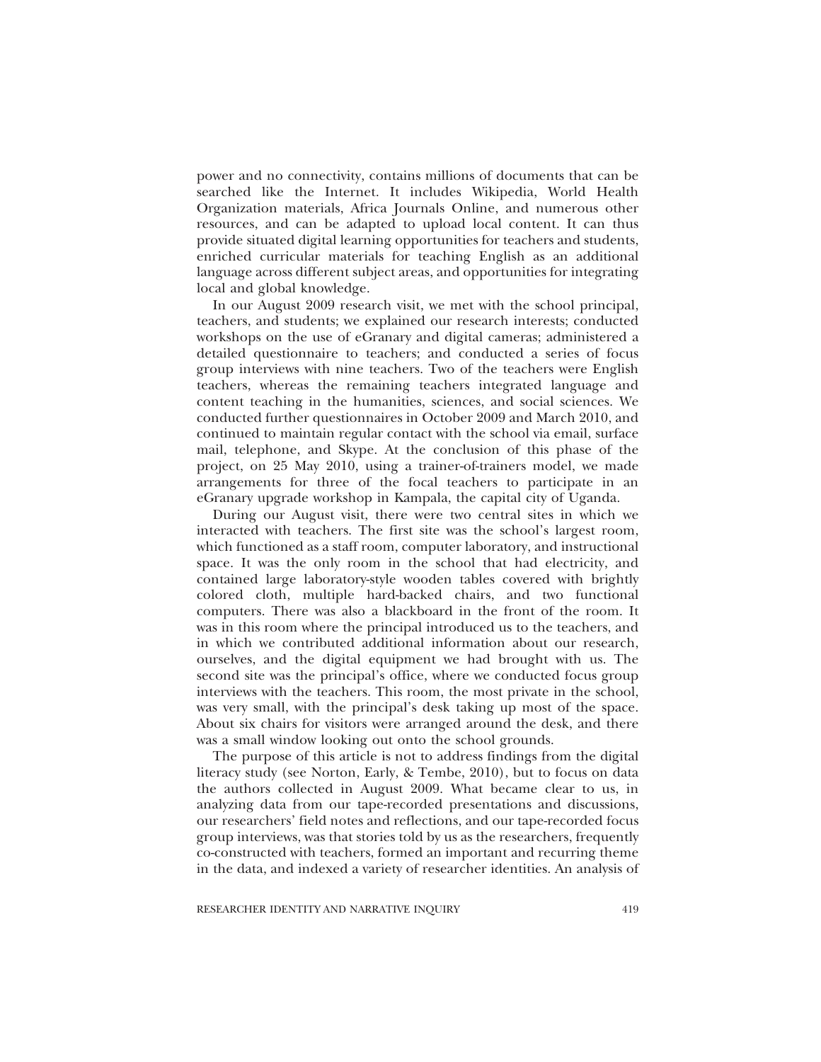power and no connectivity, contains millions of documents that can be searched like the Internet. It includes Wikipedia, World Health Organization materials, Africa Journals Online, and numerous other resources, and can be adapted to upload local content. It can thus provide situated digital learning opportunities for teachers and students, enriched curricular materials for teaching English as an additional language across different subject areas, and opportunities for integrating local and global knowledge.

In our August 2009 research visit, we met with the school principal, teachers, and students; we explained our research interests; conducted workshops on the use of eGranary and digital cameras; administered a detailed questionnaire to teachers; and conducted a series of focus group interviews with nine teachers. Two of the teachers were English teachers, whereas the remaining teachers integrated language and content teaching in the humanities, sciences, and social sciences. We conducted further questionnaires in October 2009 and March 2010, and continued to maintain regular contact with the school via email, surface mail, telephone, and Skype. At the conclusion of this phase of the project, on 25 May 2010, using a trainer-of-trainers model, we made arrangements for three of the focal teachers to participate in an eGranary upgrade workshop in Kampala, the capital city of Uganda.

During our August visit, there were two central sites in which we interacted with teachers. The first site was the school's largest room, which functioned as a staff room, computer laboratory, and instructional space. It was the only room in the school that had electricity, and contained large laboratory-style wooden tables covered with brightly colored cloth, multiple hard-backed chairs, and two functional computers. There was also a blackboard in the front of the room. It was in this room where the principal introduced us to the teachers, and in which we contributed additional information about our research, ourselves, and the digital equipment we had brought with us. The second site was the principal's office, where we conducted focus group interviews with the teachers. This room, the most private in the school, was very small, with the principal's desk taking up most of the space. About six chairs for visitors were arranged around the desk, and there was a small window looking out onto the school grounds.

The purpose of this article is not to address findings from the digital literacy study (see Norton, Early, & Tembe, 2010), but to focus on data the authors collected in August 2009. What became clear to us, in analyzing data from our tape-recorded presentations and discussions, our researchers' field notes and reflections, and our tape-recorded focus group interviews, was that stories told by us as the researchers, frequently co-constructed with teachers, formed an important and recurring theme in the data, and indexed a variety of researcher identities. An analysis of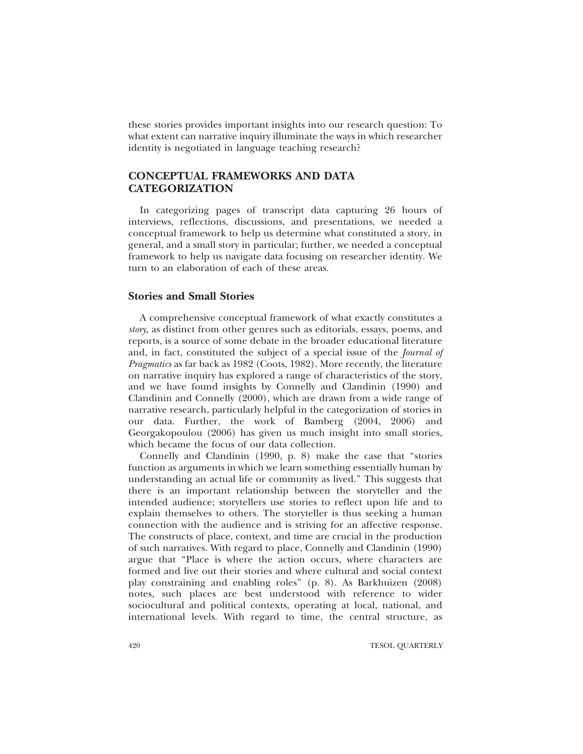these stories provides important insights into our research question: To what extent can narrative inquiry illuminate the ways in which researcher identity is negotiated in language teaching research?

## CONCEPTUAL FRAMEWORKS AND DATA CATEGORIZATION

In categorizing pages of transcript data capturing 26 hours of interviews, reflections, discussions, and presentations, we needed a conceptual framework to help us determine what constituted a story, in general, and a small story in particular; further, we needed a conceptual framework to help us navigate data focusing on researcher identity. We turn to an elaboration of each of these areas.

### Stories and Small Stories

A comprehensive conceptual framework of what exactly constitutes a *story*, as distinct from other genres such as editorials, essays, poems, and reports, is a source of some debate in the broader educational literature and, in fact, constituted the subject of a special issue of the *Journal of Pragmatics* as far back as 1982 (Coots, 1982). More recently, the literature on narrative inquiry has explored a range of characteristics of the story, and we have found insights by Connelly and Clandinin (1990) and Clandinin and Connelly (2000), which are drawn from a wide range of narrative research, particularly helpful in the categorization of stories in our data. Further, the work of Bamberg (2004, 2006) and Georgakopoulou (2006) has given us much insight into small stories, which became the focus of our data collection.

Connelly and Clandinin (1990, p. 8) make the case that "stories function as arguments in which we learn something essentially human by understanding an actual life or community as lived." This suggests that there is an important relationship between the storyteller and the intended audience; storytellers use stories to reflect upon life and to explain themselves to others. The storyteller is thus seeking a human connection with the audience and is striving for an affective response. The constructs of place, context, and time are crucial in the production of such narratives. With regard to place, Connelly and Clandinin (1990) argue that "Place is where the action occurs, where characters are formed and live out their stories and where cultural and social context play constraining and enabling roles" (p. 8). As Barkhuizen (2008) notes, such places are best understood with reference to wider sociocultural and political contexts, operating at local, national, and international levels. With regard to time, the central structure, as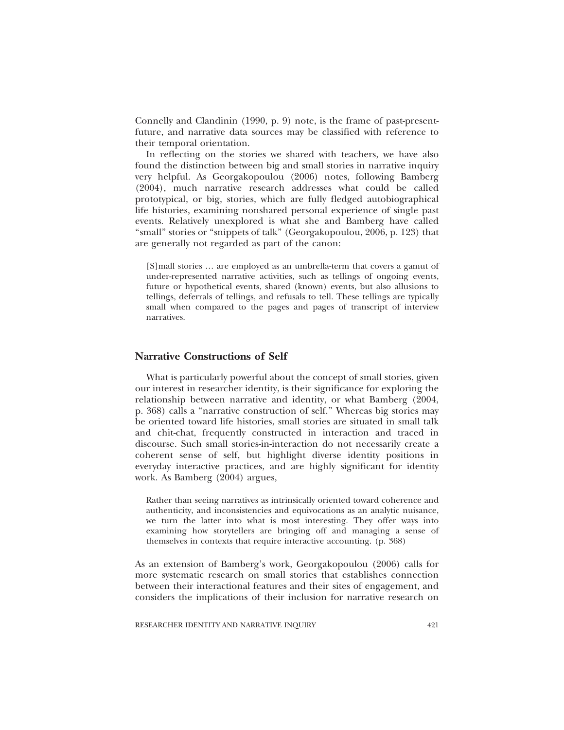Connelly and Clandinin (1990, p. 9) note, is the frame of past-present-future, and narrative data sources may be classified with reference to their temporal orientation.

In reflecting on the stories we shared with teachers, we have also found the distinction between big and small stories in narrative inquiry very helpful. As Georgakopoulou (2006) notes, following Bamberg (2004), much narrative research addresses what could be called prototypical, or big, stories, which are fully fledged autobiographical life histories, examining nonshared personal experience of single past events. Relatively unexplored is what she and Bamberg have called "small" stories or "snippets of talk" (Georgakopoulou, 2006, p. 123) that are generally not regarded as part of the canon:

> [S]mall stories … are employed as an umbrella-term that covers a gamut of under-represented narrative activities, such as tellings of ongoing events, future or hypothetical events, shared (known) events, but also allusions to tellings, deferrals of tellings, and refusals to tell. These tellings are typically small when compared to the pages and pages of transcript of interview narratives.

## Narrative Constructions of Self

What is particularly powerful about the concept of small stories, given our interest in researcher identity, is their significance for exploring the relationship between narrative and identity, or what Bamberg (2004, p. 368) calls a "narrative construction of self." Whereas big stories may be oriented toward life histories, small stories are situated in small talk and chit-chat, frequently constructed in interaction and traced in discourse. Such small stories-in-interaction do not necessarily create a coherent sense of self, but highlight diverse identity positions in everyday interactive practices, and are highly significant for identity work. As Bamberg (2004) argues,

> Rather than seeing narratives as intrinsically oriented toward coherence and authenticity, and inconsistencies and equivocations as an analytic nuisance, we turn the latter into what is most interesting. They offer ways into examining how storytellers are bringing off and managing a sense of themselves in contexts that require interactive accounting. (p. 368)

As an extension of Bamberg's work, Georgakopoulou (2006) calls for more systematic research on small stories that establishes connection between their interactional features and their sites of engagement, and considers the implications of their inclusion for narrative research on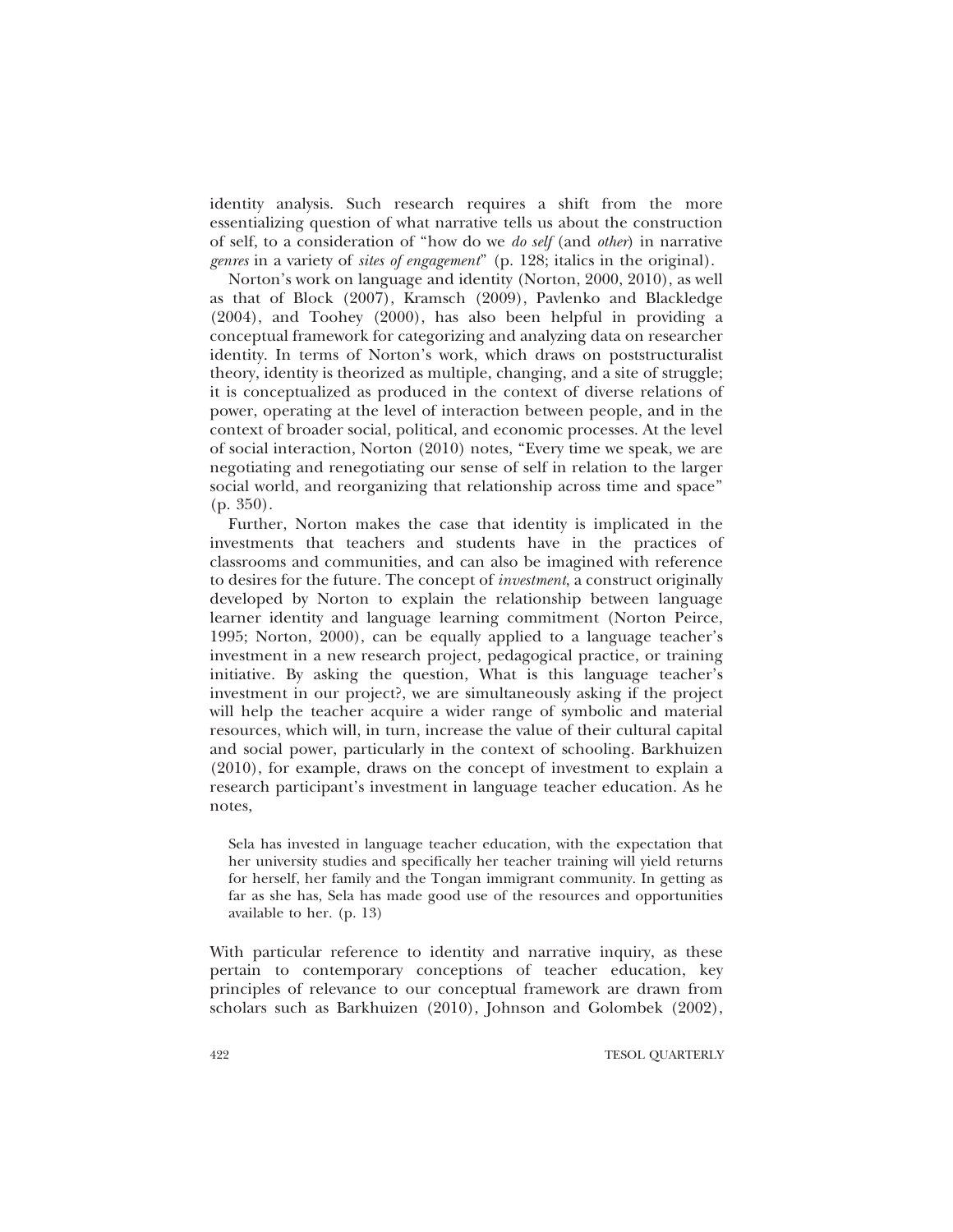identity analysis. Such research requires a shift from the more essentializing question of what narrative tells us about the construction of self, to a consideration of "how do we *do self* (and *other*) in narrative *genres* in a variety of *sites of engagement*" (p. 128; italics in the original).

Norton's work on language and identity (Norton, 2000, 2010), as well as that of Block (2007), Kramsch (2009), Pavlenko and Blackledge (2004), and Toohey (2000), has also been helpful in providing a conceptual framework for categorizing and analyzing data on researcher identity. In terms of Norton's work, which draws on poststructuralist theory, identity is theorized as multiple, changing, and a site of struggle; it is conceptualized as produced in the context of diverse relations of power, operating at the level of interaction between people, and in the context of broader social, political, and economic processes. At the level of social interaction, Norton (2010) notes, "Every time we speak, we are negotiating and renegotiating our sense of self in relation to the larger social world, and reorganizing that relationship across time and space" (p. 350).

Further, Norton makes the case that identity is implicated in the investments that teachers and students have in the practices of classrooms and communities, and can also be imagined with reference to desires for the future. The concept of *investment*, a construct originally developed by Norton to explain the relationship between language learner identity and language learning commitment (Norton Peirce, 1995; Norton, 2000), can be equally applied to a language teacher's investment in a new research project, pedagogical practice, or training initiative. By asking the question, What is this language teacher's investment in our project?, we are simultaneously asking if the project will help the teacher acquire a wider range of symbolic and material resources, which will, in turn, increase the value of their cultural capital and social power, particularly in the context of schooling. Barkhuizen (2010), for example, draws on the concept of investment to explain a research participant's investment in language teacher education. As he notes,

> Sela has invested in language teacher education, with the expectation that her university studies and specifically her teacher training will yield returns for herself, her family and the Tongan immigrant community. In getting as far as she has, Sela has made good use of the resources and opportunities available to her. (p. 13)

With particular reference to identity and narrative inquiry, as these pertain to contemporary conceptions of teacher education, key principles of relevance to our conceptual framework are drawn from scholars such as Barkhuizen (2010), Johnson and Golombek (2002),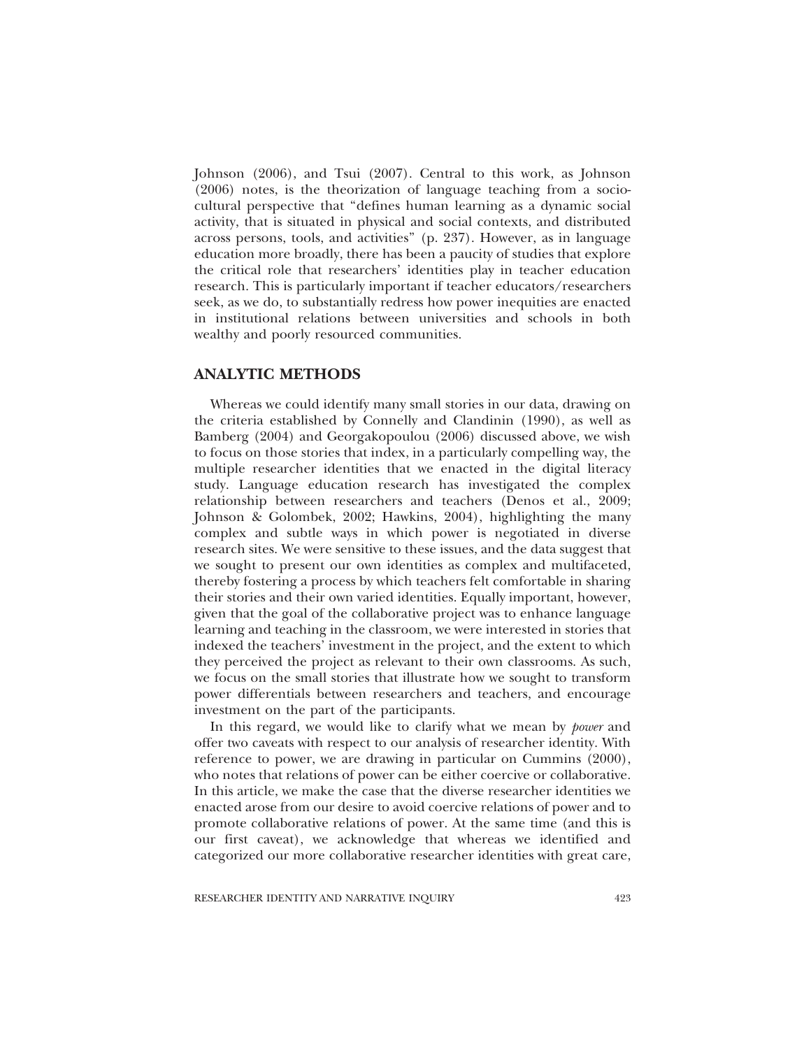Johnson (2006), and Tsui (2007). Central to this work, as Johnson (2006) notes, is the theorization of language teaching from a sociocultural perspective that "defines human learning as a dynamic social activity, that is situated in physical and social contexts, and distributed across persons, tools, and activities" (p. 237). However, as in language education more broadly, there has been a paucity of studies that explore the critical role that researchers' identities play in teacher education research. This is particularly important if teacher educators/researchers seek, as we do, to substantially redress how power inequities are enacted in institutional relations between universities and schools in both wealthy and poorly resourced communities.

## ANALYTIC METHODS

Whereas we could identify many small stories in our data, drawing on the criteria established by Connelly and Clandinin (1990), as well as Bamberg (2004) and Georgakopoulou (2006) discussed above, we wish to focus on those stories that index, in a particularly compelling way, the multiple researcher identities that we enacted in the digital literacy study. Language education research has investigated the complex relationship between researchers and teachers (Denos et al., 2009; Johnson & Golombek, 2002; Hawkins, 2004), highlighting the many complex and subtle ways in which power is negotiated in diverse research sites. We were sensitive to these issues, and the data suggest that we sought to present our own identities as complex and multifaceted, thereby fostering a process by which teachers felt comfortable in sharing their stories and their own varied identities. Equally important, however, given that the goal of the collaborative project was to enhance language learning and teaching in the classroom, we were interested in stories that indexed the teachers' investment in the project, and the extent to which they perceived the project as relevant to their own classrooms. As such, we focus on the small stories that illustrate how we sought to transform power differentials between researchers and teachers, and encourage investment on the part of the participants.

In this regard, we would like to clarify what we mean by *power* and offer two caveats with respect to our analysis of researcher identity. With reference to power, we are drawing in particular on Cummins (2000), who notes that relations of power can be either coercive or collaborative. In this article, we make the case that the diverse researcher identities we enacted arose from our desire to avoid coercive relations of power and to promote collaborative relations of power. At the same time (and this is our first caveat), we acknowledge that whereas we identified and categorized our more collaborative researcher identities with great care,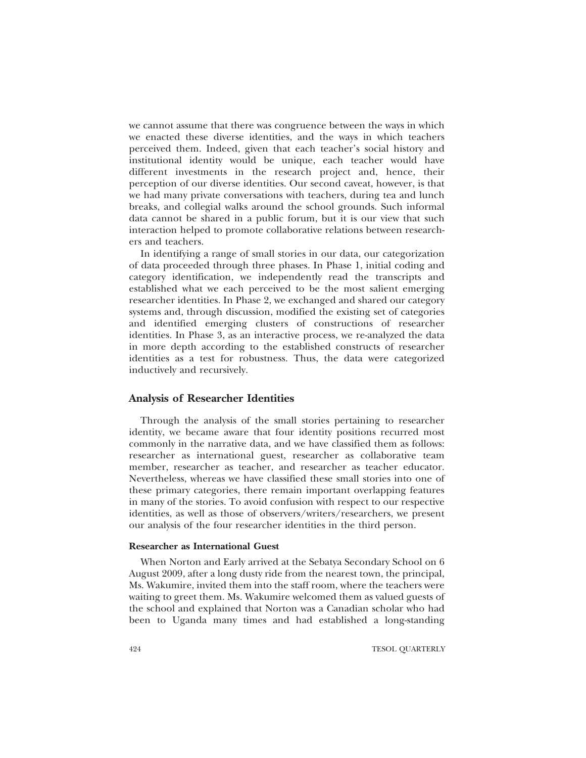we cannot assume that there was congruence between the ways in which we enacted these diverse identities, and the ways in which teachers perceived them. Indeed, given that each teacher's social history and institutional identity would be unique, each teacher would have different investments in the research project and, hence, their perception of our diverse identities. Our second caveat, however, is that we had many private conversations with teachers, during tea and lunch breaks, and collegial walks around the school grounds. Such informal data cannot be shared in a public forum, but it is our view that such interaction helped to promote collaborative relations between researchers and teachers.

In identifying a range of small stories in our data, our categorization of data proceeded through three phases. In Phase 1, initial coding and category identification, we independently read the transcripts and established what we each perceived to be the most salient emerging researcher identities. In Phase 2, we exchanged and shared our category systems and, through discussion, modified the existing set of categories and identified emerging clusters of constructions of researcher identities. In Phase 3, as an interactive process, we re-analyzed the data in more depth according to the established constructs of researcher identities as a test for robustness. Thus, the data were categorized inductively and recursively.

## Analysis of Researcher Identities

Through the analysis of the small stories pertaining to researcher identity, we became aware that four identity positions recurred most commonly in the narrative data, and we have classified them as follows: researcher as international guest, researcher as collaborative team member, researcher as teacher, and researcher as teacher educator. Nevertheless, whereas we have classified these small stories into one of these primary categories, there remain important overlapping features in many of the stories. To avoid confusion with respect to our respective identities, as well as those of observers/writers/researchers, we present our analysis of the four researcher identities in the third person.

### Researcher as International Guest

When Norton and Early arrived at the Sebatya Secondary School on 6 August 2009, after a long dusty ride from the nearest town, the principal, Ms. Wakumire, invited them into the staff room, where the teachers were waiting to greet them. Ms. Wakumire welcomed them as valued guests of the school and explained that Norton was a Canadian scholar who had been to Uganda many times and had established a long-standing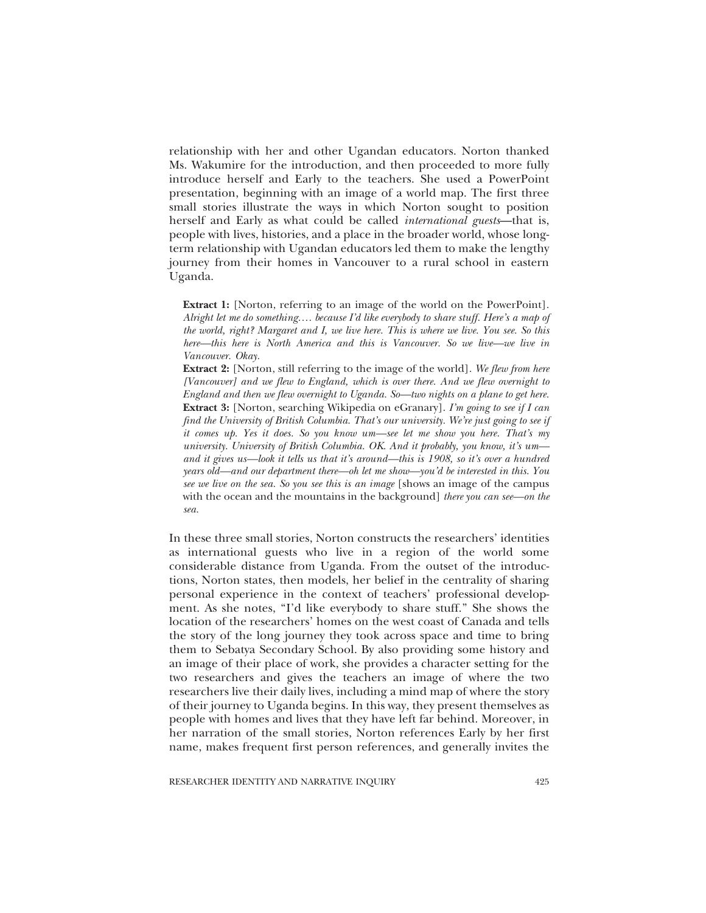relationship with her and other Ugandan educators. Norton thanked Ms. Wakumire for the introduction, and then proceeded to more fully introduce herself and Early to the teachers. She used a PowerPoint presentation, beginning with an image of a world map. The first three small stories illustrate the ways in which Norton sought to position herself and Early as what could be called *international guests*—that is, people with lives, histories, and a place in the broader world, whose long-term relationship with Ugandan educators led them to make the lengthy journey from their homes in Vancouver to a rural school in eastern Uganda.

> **Extract 1:** [Norton, referring to an image of the world on the PowerPoint]. *Alright let me do something.… because I'd like everybody to share stuff. Here's a map of the world, right? Margaret and I, we live here. This is where we live. You see. So this here—this here is North America and this is Vancouver. So we live—we live in Vancouver. Okay.*
>
> **Extract 2:** [Norton, still referring to the image of the world]. *We flew from here [Vancouver] and we flew to England, which is over there. And we flew overnight to England and then we flew overnight to Uganda. So—two nights on a plane to get here.*
>
> **Extract 3:** [Norton, searching Wikipedia on eGranary]. *I'm going to see if I can find the University of British Columbia. That's our university. We're just going to see if it comes up. Yes it does. So you know um—see let me show you here. That's my university. University of British Columbia. OK. And it probably, you know, it's um—and it gives us—look it tells us that it's around—this is 1908, so it's over a hundred years old—and our department there—oh let me show—you'd be interested in this. You see we live on the sea. So you see this is an image* [shows an image of the campus with the ocean and the mountains in the background] *there you can see—on the sea.*

In these three small stories, Norton constructs the researchers' identities as international guests who live in a region of the world some considerable distance from Uganda. From the outset of the introductions, Norton states, then models, her belief in the centrality of sharing personal experience in the context of teachers' professional development. As she notes, "I'd like everybody to share stuff." She shows the location of the researchers' homes on the west coast of Canada and tells the story of the long journey they took across space and time to bring them to Sebatya Secondary School. By also providing some history and an image of their place of work, she provides a character setting for the two researchers and gives the teachers an image of where the two researchers live their daily lives, including a mind map of where the story of their journey to Uganda begins. In this way, they present themselves as people with homes and lives that they have left far behind. Moreover, in her narration of the small stories, Norton references Early by her first name, makes frequent first person references, and generally invites the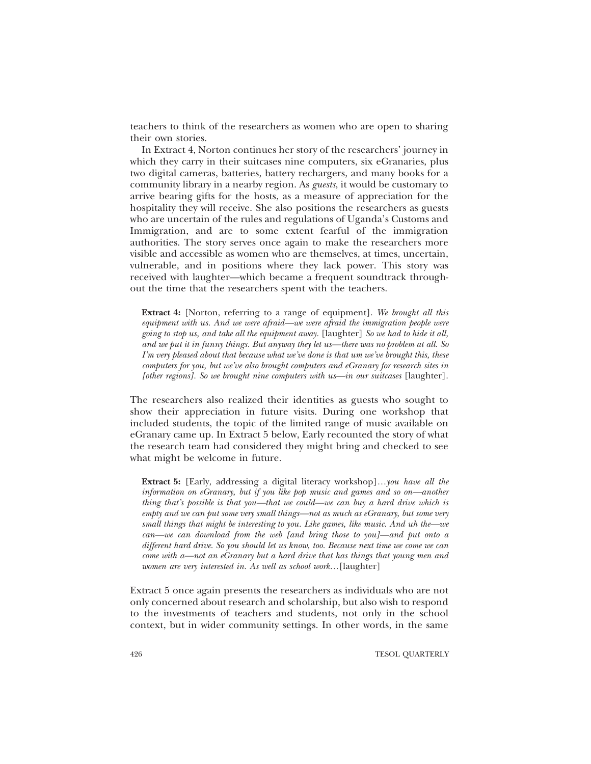teachers to think of the researchers as women who are open to sharing their own stories.

In Extract 4, Norton continues her story of the researchers' journey in which they carry in their suitcases nine computers, six eGranaries, plus two digital cameras, batteries, battery rechargers, and many books for a community library in a nearby region. As *guests*, it would be customary to arrive bearing gifts for the hosts, as a measure of appreciation for the hospitality they will receive. She also positions the researchers as guests who are uncertain of the rules and regulations of Uganda's Customs and Immigration, and are to some extent fearful of the immigration authorities. The story serves once again to make the researchers more visible and accessible as women who are themselves, at times, uncertain, vulnerable, and in positions where they lack power. This story was received with laughter—which became a frequent soundtrack throughout the time that the researchers spent with the teachers.

> **Extract 4:** [Norton, referring to a range of equipment]. *We brought all this equipment with us. And we were afraid—we were afraid the immigration people were going to stop us, and take all the equipment away.* [laughter] *So we had to hide it all, and we put it in funny things. But anyway they let us—there was no problem at all. So I'm very pleased about that because what we've done is that um we've brought this, these computers for you, but we've also brought computers and eGranary for research sites in [other regions]. So we brought nine computers with us—in our suitcases* [laughter].

The researchers also realized their identities as guests who sought to show their appreciation in future visits. During one workshop that included students, the topic of the limited range of music available on eGranary came up. In Extract 5 below, Early recounted the story of what the research team had considered they might bring and checked to see what might be welcome in future.

> **Extract 5:** [Early, addressing a digital literacy workshop]*…you have all the information on eGranary, but if you like pop music and games and so on—another thing that's possible is that you—that we could—we can buy a hard drive which is empty and we can put some very small things—not as much as eGranary, but some very small things that might be interesting to you. Like games, like music. And uh the—we can—we can download from the web [and bring those to you]—and put onto a different hard drive. So you should let us know, too. Because next time we come we can come with a—not an eGranary but a hard drive that has things that young men and women are very interested in. As well as school work…*[laughter]

Extract 5 once again presents the researchers as individuals who are not only concerned about research and scholarship, but also wish to respond to the investments of teachers and students, not only in the school context, but in wider community settings. In other words, in the same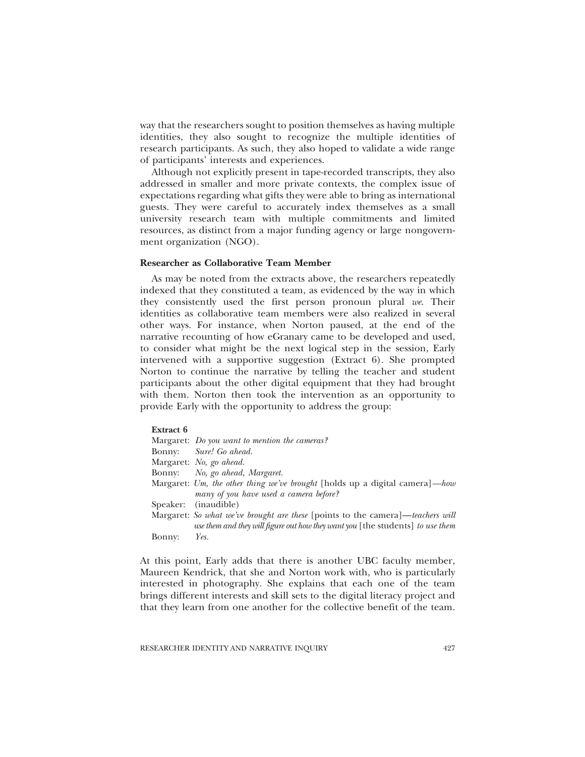way that the researchers sought to position themselves as having multiple identities, they also sought to recognize the multiple identities of research participants. As such, they also hoped to validate a wide range of participants' interests and experiences.

Although not explicitly present in tape-recorded transcripts, they also addressed in smaller and more private contexts, the complex issue of expectations regarding what gifts they were able to bring as international guests. They were careful to accurately index themselves as a small university research team with multiple commitments and limited resources, as distinct from a major funding agency or large nongovernment organization (NGO).

### Researcher as Collaborative Team Member

As may be noted from the extracts above, the researchers repeatedly indexed that they constituted a team, as evidenced by the way in which they consistently used the first person pronoun plural *we*. Their identities as collaborative team members were also realized in several other ways. For instance, when Norton paused, at the end of the narrative recounting of how eGranary came to be developed and used, to consider what might be the next logical step in the session, Early intervened with a supportive suggestion (Extract 6). She prompted Norton to continue the narrative by telling the teacher and student participants about the other digital equipment that they had brought with them. Norton then took the intervention as an opportunity to provide Early with the opportunity to address the group:

**Extract 6**

Margaret: *Do you want to mention the cameras?*
Bonny: *Sure! Go ahead.*
Margaret: *No, go ahead.*
Bonny: *No, go ahead, Margaret.*
Margaret: *Um, the other thing we've brought* [holds up a digital camera]—*how many of you have used a camera before?*
Speaker: (inaudible)
Margaret: *So what we've brought are these* [points to the camera]—*teachers will use them and they will figure out how they want you* [the students] *to use them*
Bonny: *Yes.*

At this point, Early adds that there is another UBC faculty member, Maureen Kendrick, that she and Norton work with, who is particularly interested in photography. She explains that each one of the team brings different interests and skill sets to the digital literacy project and that they learn from one another for the collective benefit of the team.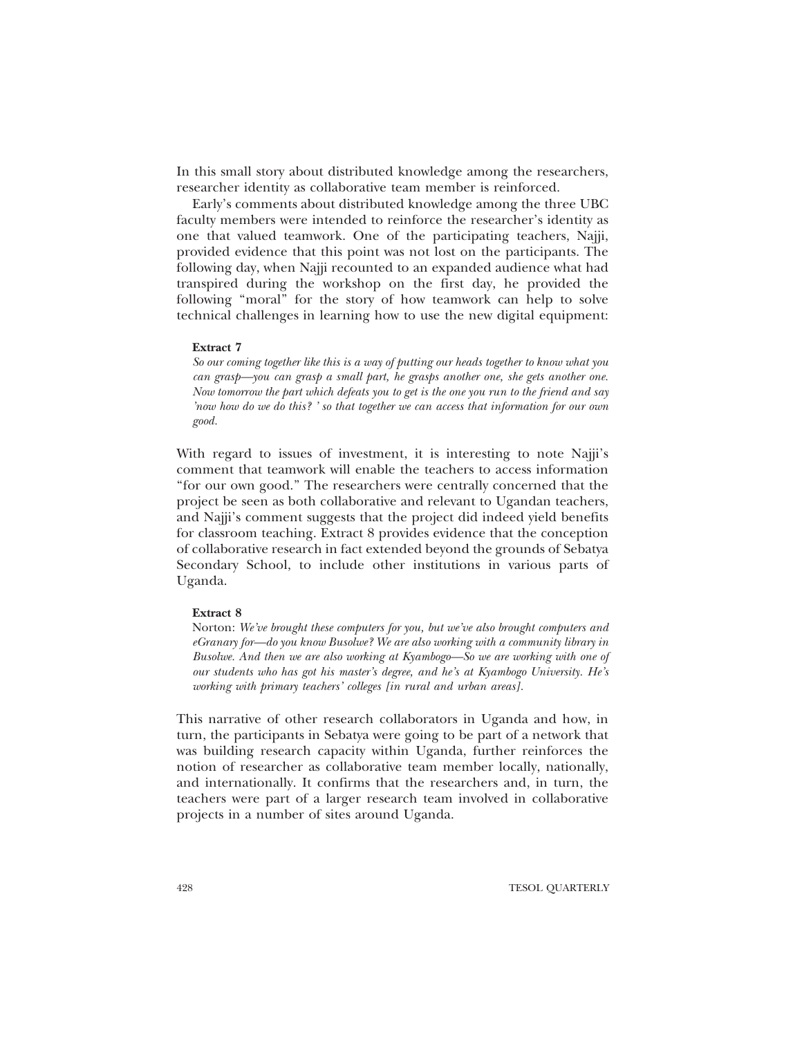In this small story about distributed knowledge among the researchers, researcher identity as collaborative team member is reinforced.

Early's comments about distributed knowledge among the three UBC faculty members were intended to reinforce the researcher's identity as one that valued teamwork. One of the participating teachers, Najji, provided evidence that this point was not lost on the participants. The following day, when Najji recounted to an expanded audience what had transpired during the workshop on the first day, he provided the following "moral" for the story of how teamwork can help to solve technical challenges in learning how to use the new digital equipment:

**Extract 7**

*So our coming together like this is a way of putting our heads together to know what you can grasp—you can grasp a small part, he grasps another one, she gets another one. Now tomorrow the part which defeats you to get is the one you run to the friend and say 'now how do we do this? ' so that together we can access that information for our own good.*

With regard to issues of investment, it is interesting to note Najji's comment that teamwork will enable the teachers to access information "for our own good." The researchers were centrally concerned that the project be seen as both collaborative and relevant to Ugandan teachers, and Najji's comment suggests that the project did indeed yield benefits for classroom teaching. Extract 8 provides evidence that the conception of collaborative research in fact extended beyond the grounds of Sebatya Secondary School, to include other institutions in various parts of Uganda.

**Extract 8**

Norton: *We've brought these computers for you, but we've also brought computers and eGranary for—do you know Busolwe? We are also working with a community library in Busolwe. And then we are also working at Kyambogo—So we are working with one of our students who has got his master's degree, and he's at Kyambogo University. He's working with primary teachers' colleges [in rural and urban areas].*

This narrative of other research collaborators in Uganda and how, in turn, the participants in Sebatya were going to be part of a network that was building research capacity within Uganda, further reinforces the notion of researcher as collaborative team member locally, nationally, and internationally. It confirms that the researchers and, in turn, the teachers were part of a larger research team involved in collaborative projects in a number of sites around Uganda.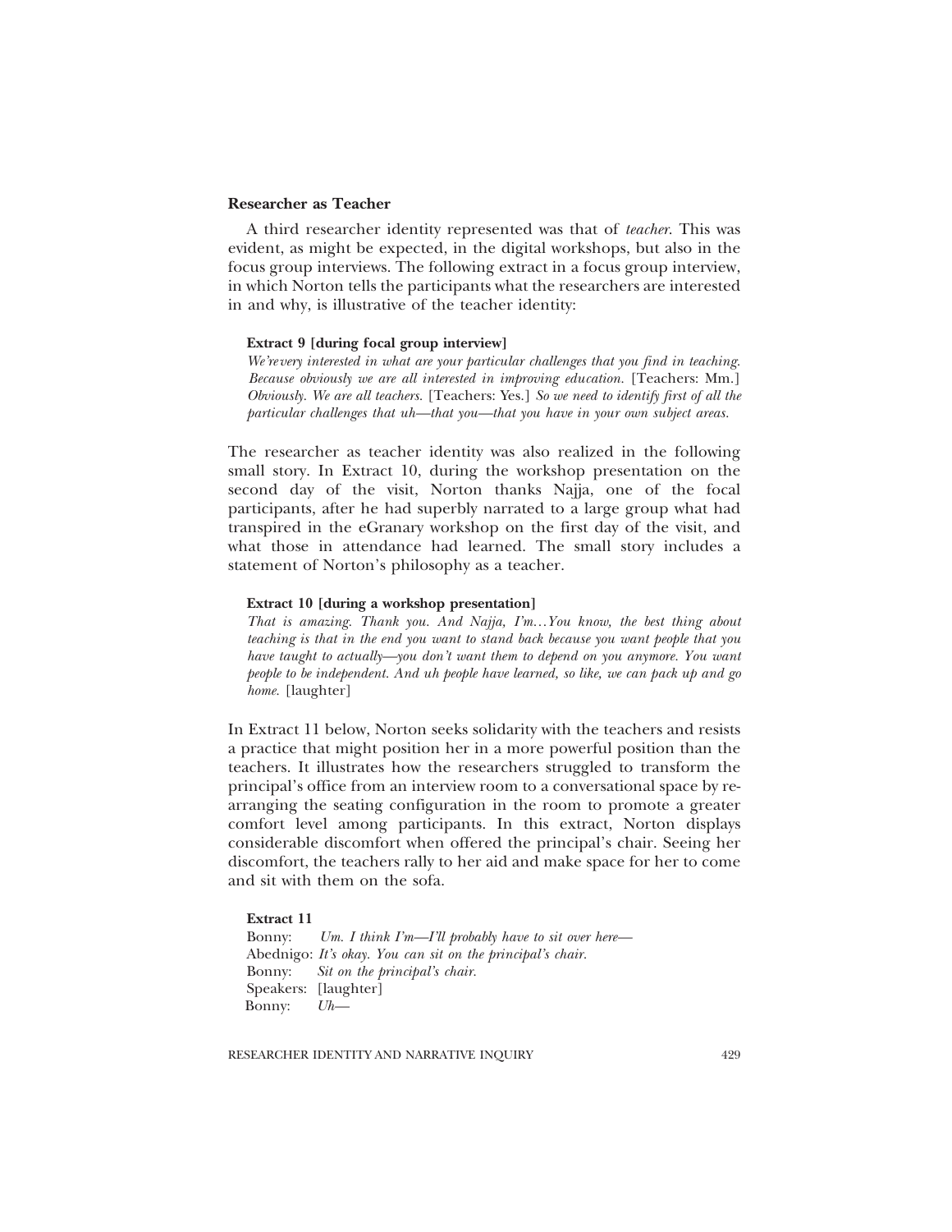### Researcher as Teacher

A third researcher identity represented was that of *teacher*. This was evident, as might be expected, in the digital workshops, but also in the focus group interviews. The following extract in a focus group interview, in which Norton tells the participants what the researchers are interested in and why, is illustrative of the teacher identity:

**Extract 9 [during focal group interview]**

*We'revery interested in what are your particular challenges that you find in teaching. Because obviously we are all interested in improving education.* [Teachers: Mm.] *Obviously. We are all teachers.* [Teachers: Yes.] *So we need to identify first of all the particular challenges that uh—that you—that you have in your own subject areas.*

The researcher as teacher identity was also realized in the following small story. In Extract 10, during the workshop presentation on the second day of the visit, Norton thanks Najja, one of the focal participants, after he had superbly narrated to a large group what had transpired in the eGranary workshop on the first day of the visit, and what those in attendance had learned. The small story includes a statement of Norton's philosophy as a teacher.

**Extract 10 [during a workshop presentation]**

*That is amazing. Thank you. And Najja, I'm…You know, the best thing about teaching is that in the end you want to stand back because you want people that you have taught to actually—you don't want them to depend on you anymore. You want people to be independent. And uh people have learned, so like, we can pack up and go home.* [laughter]

In Extract 11 below, Norton seeks solidarity with the teachers and resists a practice that might position her in a more powerful position than the teachers. It illustrates how the researchers struggled to transform the principal's office from an interview room to a conversational space by re-arranging the seating configuration in the room to promote a greater comfort level among participants. In this extract, Norton displays considerable discomfort when offered the principal's chair. Seeing her discomfort, the teachers rally to her aid and make space for her to come and sit with them on the sofa.

**Extract 11**

Bonny: *Um. I think I'm—I'll probably have to sit over here—*
Abednigo: *It's okay. You can sit on the principal's chair.*
Bonny: *Sit on the principal's chair.*
Speakers: [laughter]
Bonny: *Uh—*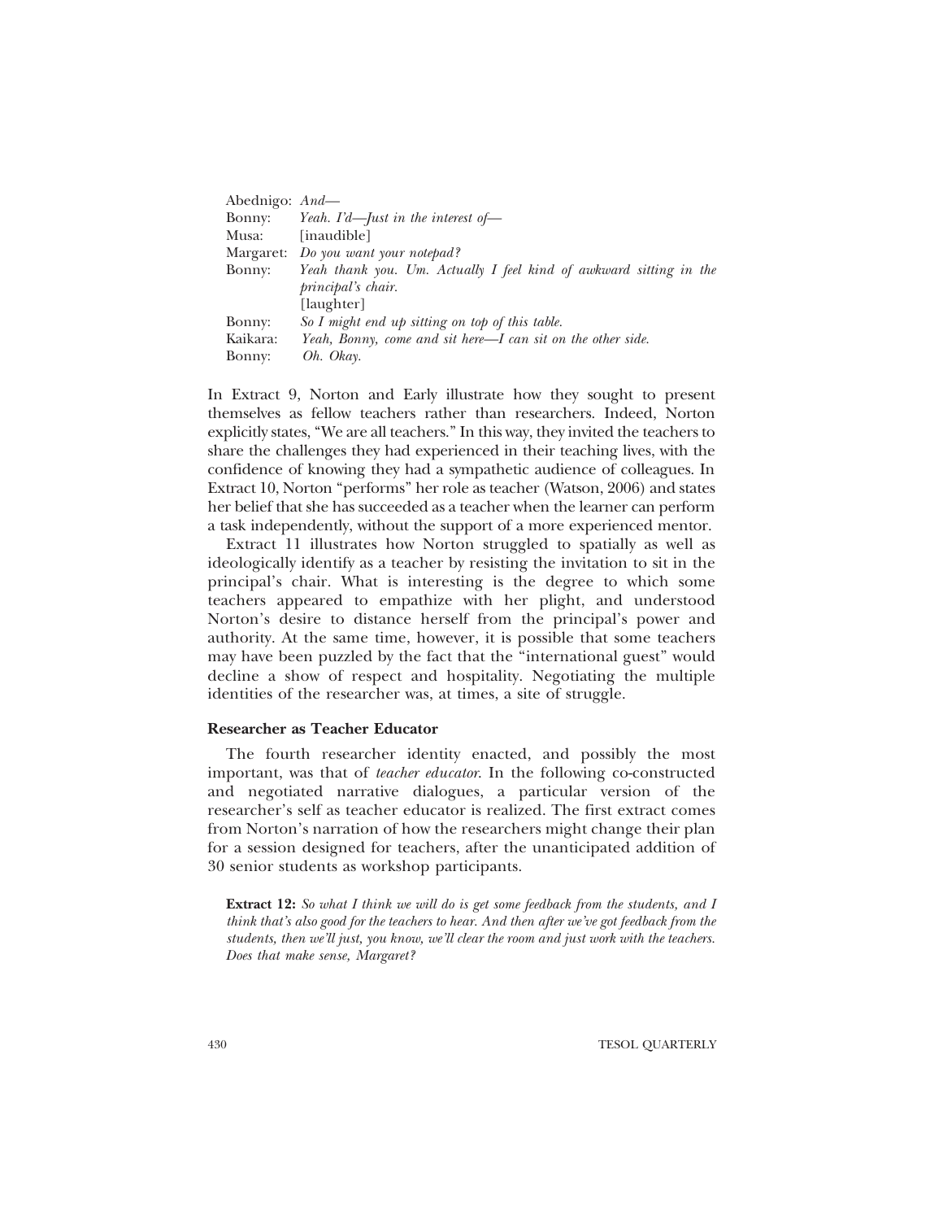Abednigo: *And—*
Bonny: *Yeah. I'd—Just in the interest of—*
Musa: [inaudible]
Margaret: *Do you want your notepad?*
Bonny: *Yeah thank you. Um. Actually I feel kind of awkward sitting in the principal's chair.*
[laughter]
Bonny: *So I might end up sitting on top of this table.*
Kaikara: *Yeah, Bonny, come and sit here—I can sit on the other side.*
Bonny: *Oh. Okay.*

In Extract 9, Norton and Early illustrate how they sought to present themselves as fellow teachers rather than researchers. Indeed, Norton explicitly states, "We are all teachers." In this way, they invited the teachers to share the challenges they had experienced in their teaching lives, with the confidence of knowing they had a sympathetic audience of colleagues. In Extract 10, Norton "performs" her role as teacher (Watson, 2006) and states her belief that she has succeeded as a teacher when the learner can perform a task independently, without the support of a more experienced mentor.

Extract 11 illustrates how Norton struggled to spatially as well as ideologically identify as a teacher by resisting the invitation to sit in the principal's chair. What is interesting is the degree to which some teachers appeared to empathize with her plight, and understood Norton's desire to distance herself from the principal's power and authority. At the same time, however, it is possible that some teachers may have been puzzled by the fact that the "international guest" would decline a show of respect and hospitality. Negotiating the multiple identities of the researcher was, at times, a site of struggle.

### Researcher as Teacher Educator

The fourth researcher identity enacted, and possibly the most important, was that of *teacher educator*. In the following co-constructed and negotiated narrative dialogues, a particular version of the researcher's self as teacher educator is realized. The first extract comes from Norton's narration of how the researchers might change their plan for a session designed for teachers, after the unanticipated addition of 30 senior students as workshop participants.

> **Extract 12:** *So what I think we will do is get some feedback from the students, and I think that's also good for the teachers to hear. And then after we've got feedback from the students, then we'll just, you know, we'll clear the room and just work with the teachers. Does that make sense, Margaret?*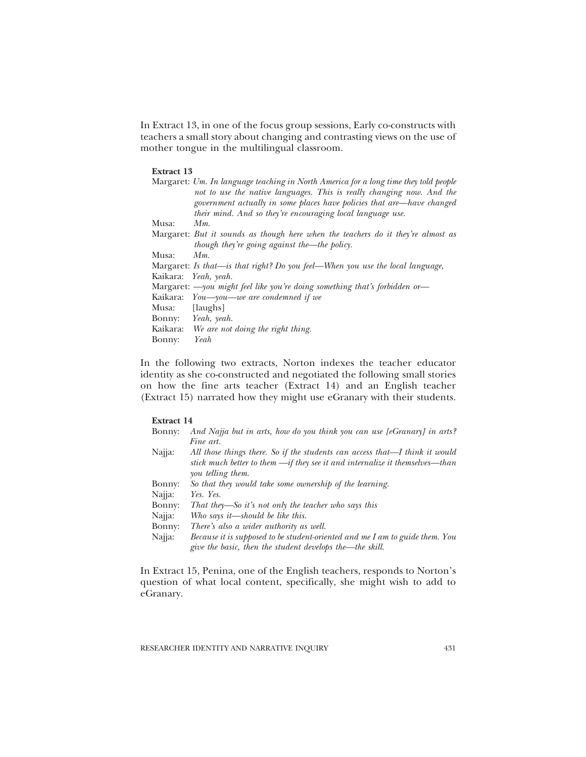In Extract 13, in one of the focus group sessions, Early co-constructs with teachers a small story about changing and contrasting views on the use of mother tongue in the multilingual classroom.

**Extract 13**

Margaret: *Um. In language teaching in North America for a long time they told people not to use the native languages. This is really changing now. And the government actually in some places have policies that are—have changed their mind. And so they're encouraging local language use.*
Musa: *Mm.*
Margaret: *But it sounds as though here when the teachers do it they're almost as though they're going against the—the policy.*
Musa: *Mm.*
Margaret: *Is that—is that right? Do you feel—When you use the local language,*
Kaikara: *Yeah, yeah.*
Margaret: *—you might feel like you're doing something that's forbidden or—*
Kaikara: *You—you—we are condemned if we*
Musa: [laughs]
Bonny: *Yeah, yeah.*
Kaikara: *We are not doing the right thing.*
Bonny: *Yeah*

In the following two extracts, Norton indexes the teacher educator identity as she co-constructed and negotiated the following small stories on how the fine arts teacher (Extract 14) and an English teacher (Extract 15) narrated how they might use eGranary with their students.

**Extract 14**

Bonny: *And Najja but in arts, how do you think you can use [eGranary] in arts? Fine art.*
Najja: *All those things there. So if the students can access that—I think it would stick much better to them —if they see it and internalize it themselves—than you telling them.*
Bonny: *So that they would take some ownership of the learning.*
Najja: *Yes. Yes.*
Bonny: *That they—So it's not only the teacher who says this*
Najja: *Who says it—should be like this.*
Bonny: *There's also a wider authority as well.*
Najja: *Because it is supposed to be student-oriented and me I am to guide them. You give the basic, then the student develops the—the skill.*

In Extract 15, Penina, one of the English teachers, responds to Norton's question of what local content, specifically, she might wish to add to eGranary.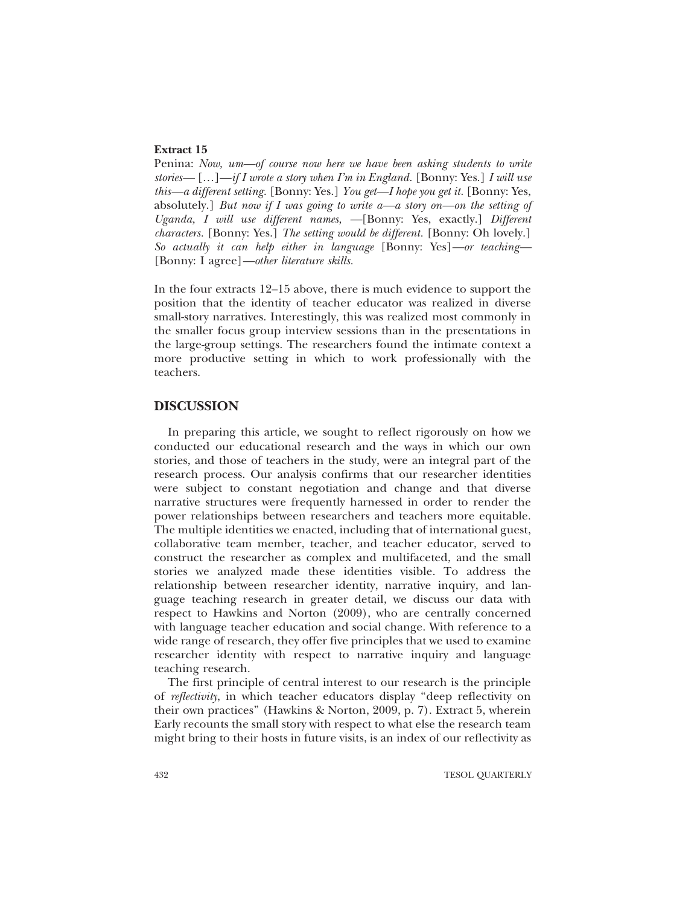**Extract 15**

Penina: *Now, um—of course now here we have been asking students to write stories—* […]*—if I wrote a story when I'm in England.* [Bonny: Yes.] *I will use this—a different setting.* [Bonny: Yes.] *You get—I hope you get it.* [Bonny: Yes, absolutely.] *But now if I was going to write a—a story on—on the setting of Uganda, I will use different names,* —[Bonny: Yes, exactly.] *Different characters.* [Bonny: Yes.] *The setting would be different.* [Bonny: Oh lovely.] *So actually it can help either in language* [Bonny: Yes]*—or teaching—* [Bonny: I agree]*—other literature skills.*

In the four extracts 12–15 above, there is much evidence to support the position that the identity of teacher educator was realized in diverse small-story narratives. Interestingly, this was realized most commonly in the smaller focus group interview sessions than in the presentations in the large-group settings. The researchers found the intimate context a more productive setting in which to work professionally with the teachers.

## DISCUSSION

In preparing this article, we sought to reflect rigorously on how we conducted our educational research and the ways in which our own stories, and those of teachers in the study, were an integral part of the research process. Our analysis confirms that our researcher identities were subject to constant negotiation and change and that diverse narrative structures were frequently harnessed in order to render the power relationships between researchers and teachers more equitable. The multiple identities we enacted, including that of international guest, collaborative team member, teacher, and teacher educator, served to construct the researcher as complex and multifaceted, and the small stories we analyzed made these identities visible. To address the relationship between researcher identity, narrative inquiry, and language teaching research in greater detail, we discuss our data with respect to Hawkins and Norton (2009), who are centrally concerned with language teacher education and social change. With reference to a wide range of research, they offer five principles that we used to examine researcher identity with respect to narrative inquiry and language teaching research.

The first principle of central interest to our research is the principle of *reflectivity*, in which teacher educators display "deep reflectivity on their own practices" (Hawkins & Norton, 2009, p. 7). Extract 5, wherein Early recounts the small story with respect to what else the research team might bring to their hosts in future visits, is an index of our reflectivity as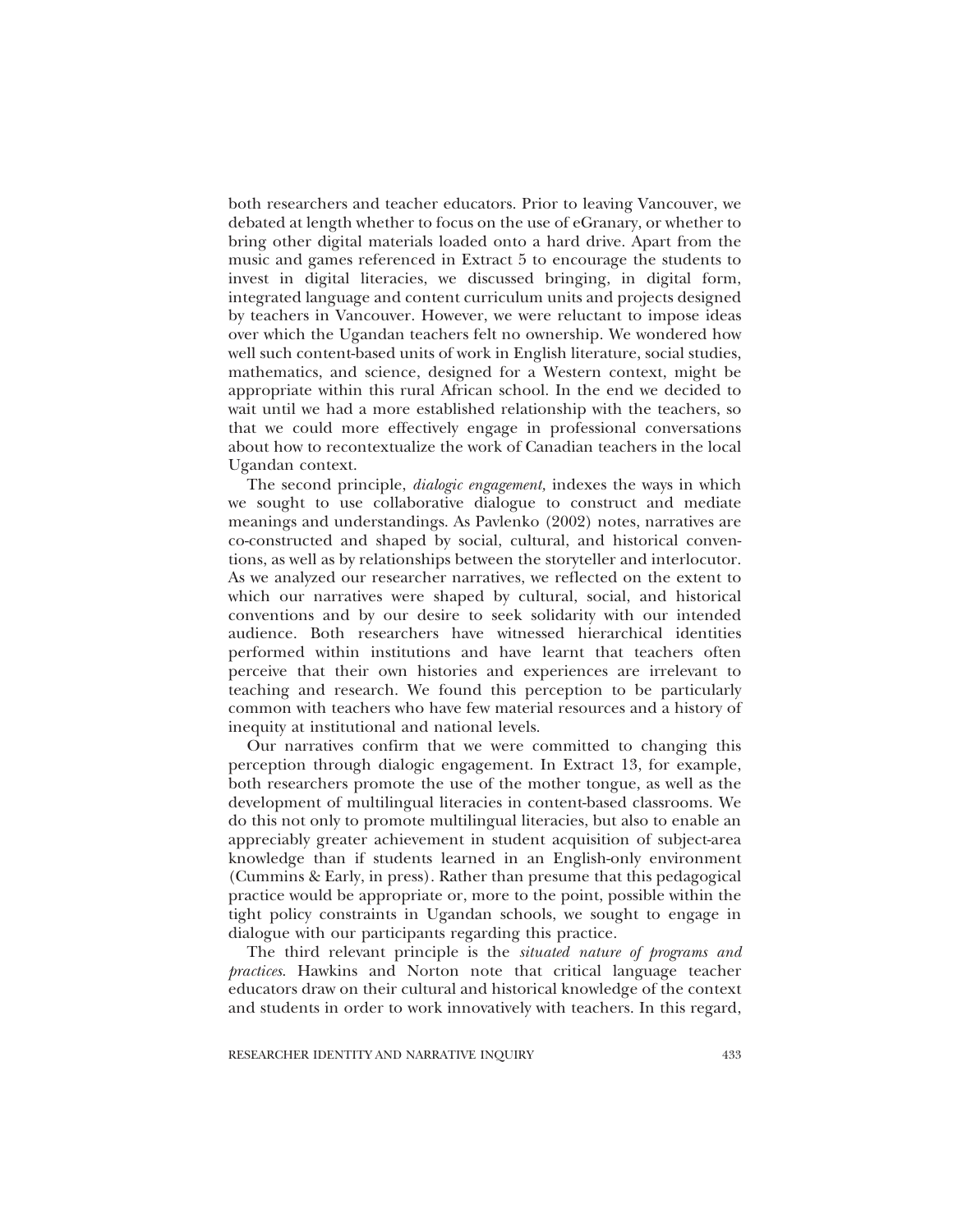both researchers and teacher educators. Prior to leaving Vancouver, we debated at length whether to focus on the use of eGranary, or whether to bring other digital materials loaded onto a hard drive. Apart from the music and games referenced in Extract 5 to encourage the students to invest in digital literacies, we discussed bringing, in digital form, integrated language and content curriculum units and projects designed by teachers in Vancouver. However, we were reluctant to impose ideas over which the Ugandan teachers felt no ownership. We wondered how well such content-based units of work in English literature, social studies, mathematics, and science, designed for a Western context, might be appropriate within this rural African school. In the end we decided to wait until we had a more established relationship with the teachers, so that we could more effectively engage in professional conversations about how to recontextualize the work of Canadian teachers in the local Ugandan context.

The second principle, *dialogic engagement,* indexes the ways in which we sought to use collaborative dialogue to construct and mediate meanings and understandings. As Pavlenko (2002) notes, narratives are co-constructed and shaped by social, cultural, and historical conventions, as well as by relationships between the storyteller and interlocutor. As we analyzed our researcher narratives, we reflected on the extent to which our narratives were shaped by cultural, social, and historical conventions and by our desire to seek solidarity with our intended audience. Both researchers have witnessed hierarchical identities performed within institutions and have learnt that teachers often perceive that their own histories and experiences are irrelevant to teaching and research. We found this perception to be particularly common with teachers who have few material resources and a history of inequity at institutional and national levels.

Our narratives confirm that we were committed to changing this perception through dialogic engagement. In Extract 13, for example, both researchers promote the use of the mother tongue, as well as the development of multilingual literacies in content-based classrooms. We do this not only to promote multilingual literacies, but also to enable an appreciably greater achievement in student acquisition of subject-area knowledge than if students learned in an English-only environment (Cummins & Early, in press). Rather than presume that this pedagogical practice would be appropriate or, more to the point, possible within the tight policy constraints in Ugandan schools, we sought to engage in dialogue with our participants regarding this practice.

The third relevant principle is the *situated nature of programs and practices.* Hawkins and Norton note that critical language teacher educators draw on their cultural and historical knowledge of the context and students in order to work innovatively with teachers. In this regard,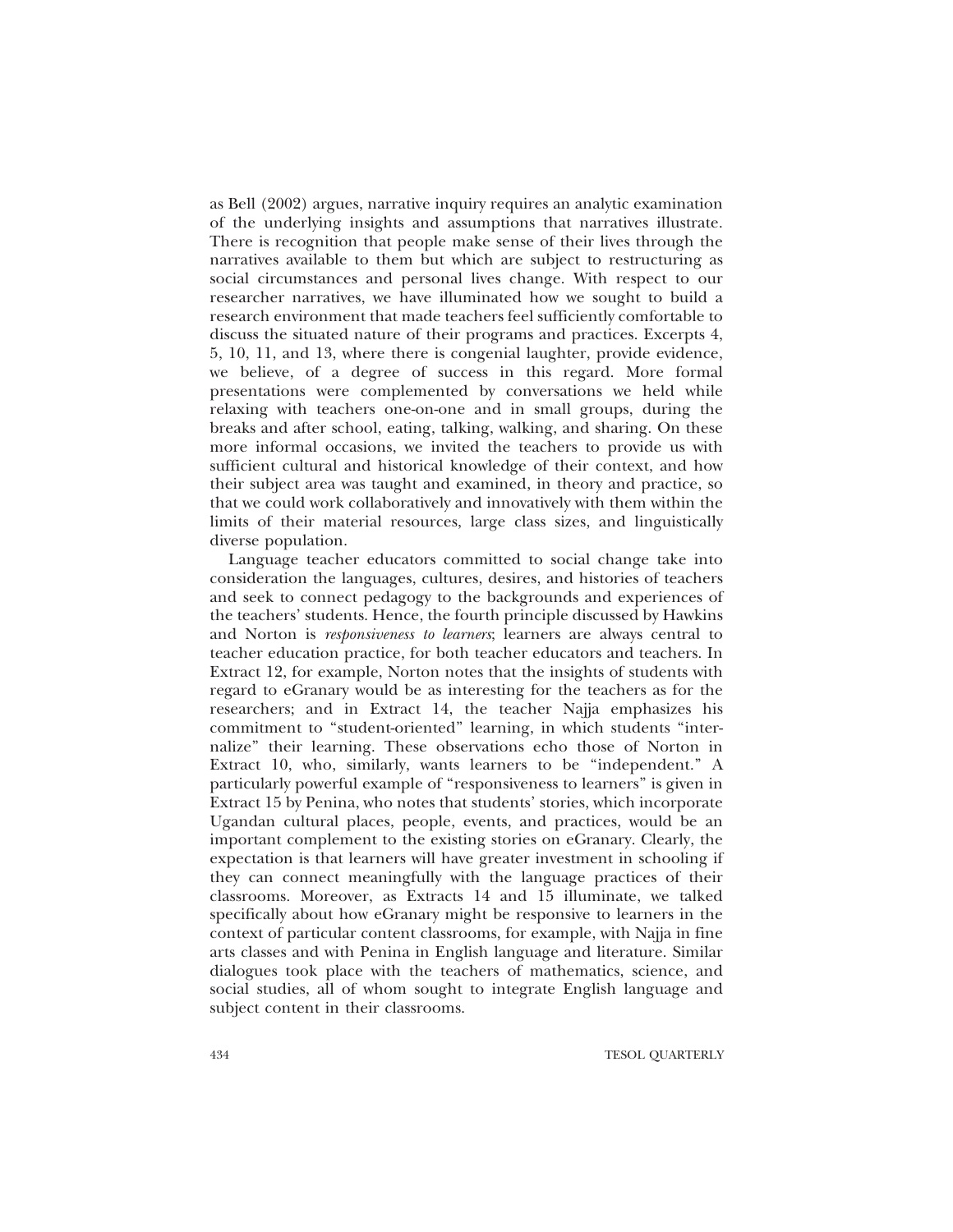as Bell (2002) argues, narrative inquiry requires an analytic examination of the underlying insights and assumptions that narratives illustrate. There is recognition that people make sense of their lives through the narratives available to them but which are subject to restructuring as social circumstances and personal lives change. With respect to our researcher narratives, we have illuminated how we sought to build a research environment that made teachers feel sufficiently comfortable to discuss the situated nature of their programs and practices. Excerpts 4, 5, 10, 11, and 13, where there is congenial laughter, provide evidence, we believe, of a degree of success in this regard. More formal presentations were complemented by conversations we held while relaxing with teachers one-on-one and in small groups, during the breaks and after school, eating, talking, walking, and sharing. On these more informal occasions, we invited the teachers to provide us with sufficient cultural and historical knowledge of their context, and how their subject area was taught and examined, in theory and practice, so that we could work collaboratively and innovatively with them within the limits of their material resources, large class sizes, and linguistically diverse population.

Language teacher educators committed to social change take into consideration the languages, cultures, desires, and histories of teachers and seek to connect pedagogy to the backgrounds and experiences of the teachers' students. Hence, the fourth principle discussed by Hawkins and Norton is *responsiveness to learners*; learners are always central to teacher education practice, for both teacher educators and teachers. In Extract 12, for example, Norton notes that the insights of students with regard to eGranary would be as interesting for the teachers as for the researchers; and in Extract 14, the teacher Najja emphasizes his commitment to "student-oriented" learning, in which students "internalize" their learning. These observations echo those of Norton in Extract 10, who, similarly, wants learners to be "independent." A particularly powerful example of "responsiveness to learners" is given in Extract 15 by Penina, who notes that students' stories, which incorporate Ugandan cultural places, people, events, and practices, would be an important complement to the existing stories on eGranary. Clearly, the expectation is that learners will have greater investment in schooling if they can connect meaningfully with the language practices of their classrooms. Moreover, as Extracts 14 and 15 illuminate, we talked specifically about how eGranary might be responsive to learners in the context of particular content classrooms, for example, with Najja in fine arts classes and with Penina in English language and literature. Similar dialogues took place with the teachers of mathematics, science, and social studies, all of whom sought to integrate English language and subject content in their classrooms.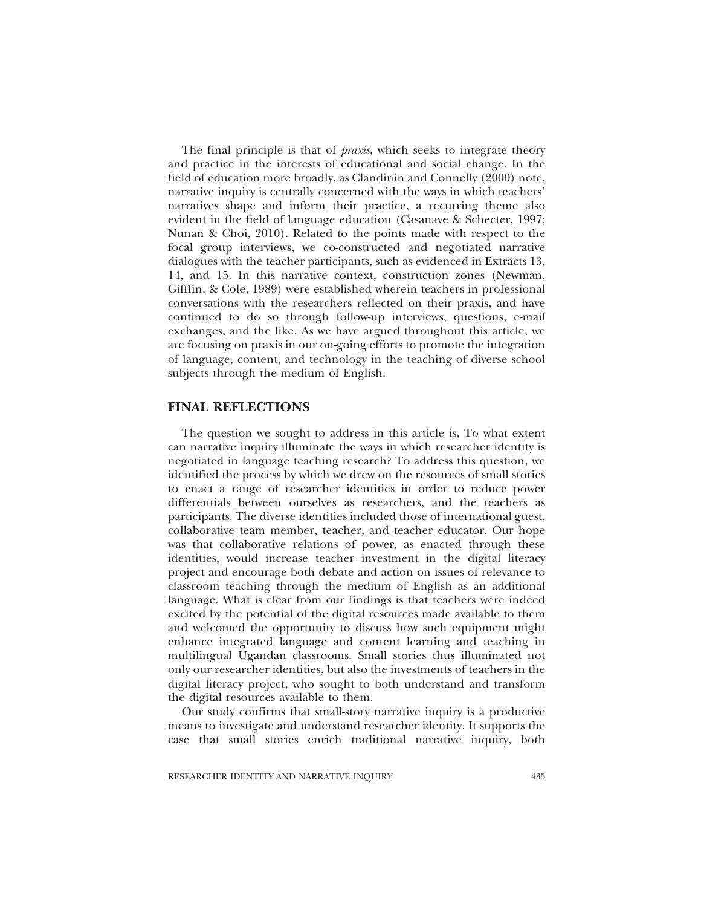The final principle is that of *praxis*, which seeks to integrate theory and practice in the interests of educational and social change. In the field of education more broadly, as Clandinin and Connelly (2000) note, narrative inquiry is centrally concerned with the ways in which teachers' narratives shape and inform their practice, a recurring theme also evident in the field of language education (Casanave & Schecter, 1997; Nunan & Choi, 2010). Related to the points made with respect to the focal group interviews, we co-constructed and negotiated narrative dialogues with the teacher participants, such as evidenced in Extracts 13, 14, and 15. In this narrative context, construction zones (Newman, Gifffin, & Cole, 1989) were established wherein teachers in professional conversations with the researchers reflected on their praxis, and have continued to do so through follow-up interviews, questions, e-mail exchanges, and the like. As we have argued throughout this article, we are focusing on praxis in our on-going efforts to promote the integration of language, content, and technology in the teaching of diverse school subjects through the medium of English.

## FINAL REFLECTIONS

The question we sought to address in this article is, To what extent can narrative inquiry illuminate the ways in which researcher identity is negotiated in language teaching research? To address this question, we identified the process by which we drew on the resources of small stories to enact a range of researcher identities in order to reduce power differentials between ourselves as researchers, and the teachers as participants. The diverse identities included those of international guest, collaborative team member, teacher, and teacher educator. Our hope was that collaborative relations of power, as enacted through these identities, would increase teacher investment in the digital literacy project and encourage both debate and action on issues of relevance to classroom teaching through the medium of English as an additional language. What is clear from our findings is that teachers were indeed excited by the potential of the digital resources made available to them and welcomed the opportunity to discuss how such equipment might enhance integrated language and content learning and teaching in multilingual Ugandan classrooms. Small stories thus illuminated not only our researcher identities, but also the investments of teachers in the digital literacy project, who sought to both understand and transform the digital resources available to them.

Our study confirms that small-story narrative inquiry is a productive means to investigate and understand researcher identity. It supports the case that small stories enrich traditional narrative inquiry, both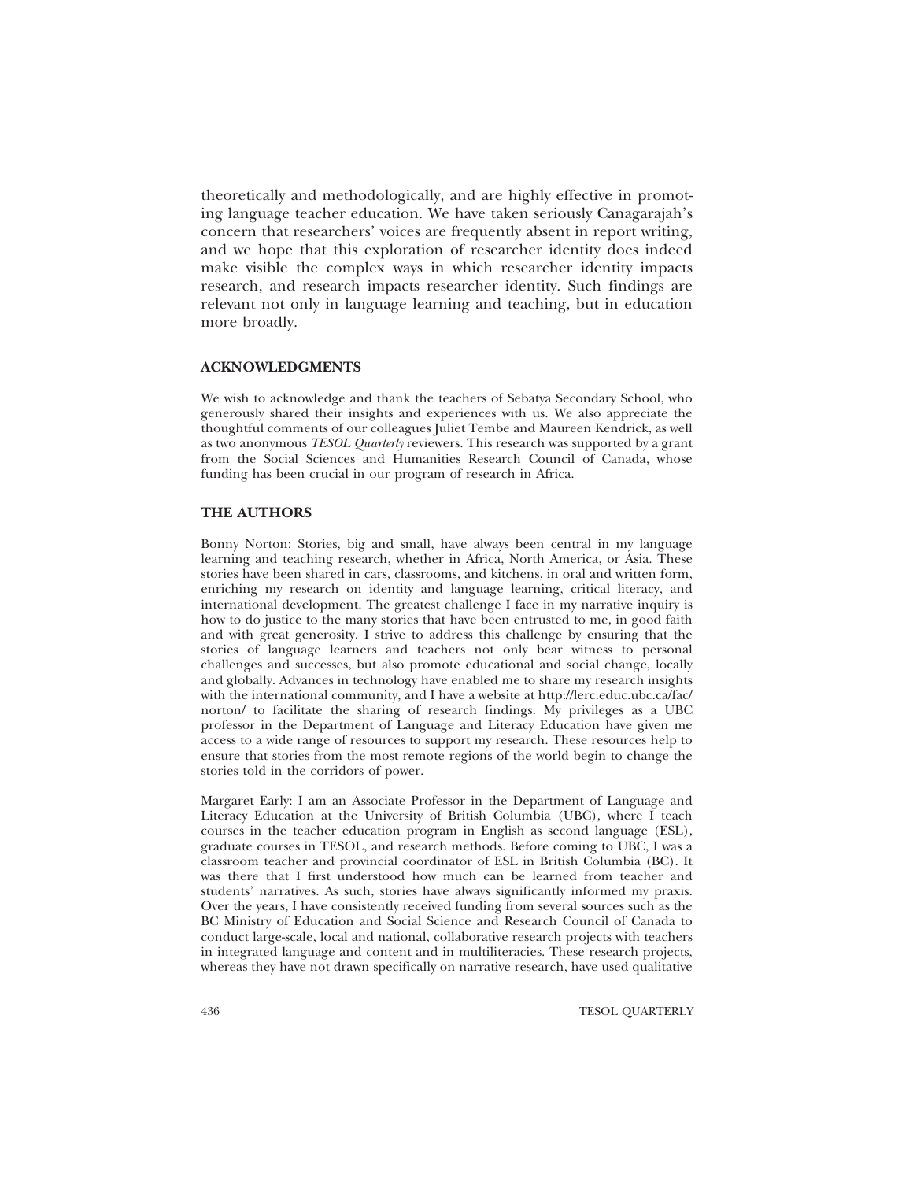theoretically and methodologically, and are highly effective in promoting language teacher education. We have taken seriously Canagarajah's concern that researchers' voices are frequently absent in report writing, and we hope that this exploration of researcher identity does indeed make visible the complex ways in which researcher identity impacts research, and research impacts researcher identity. Such findings are relevant not only in language learning and teaching, but in education more broadly.

## ACKNOWLEDGMENTS

We wish to acknowledge and thank the teachers of Sebatya Secondary School, who generously shared their insights and experiences with us. We also appreciate the thoughtful comments of our colleagues Juliet Tembe and Maureen Kendrick, as well as two anonymous *TESOL Quarterly* reviewers. This research was supported by a grant from the Social Sciences and Humanities Research Council of Canada, whose funding has been crucial in our program of research in Africa.

## THE AUTHORS

Bonny Norton: Stories, big and small, have always been central in my language learning and teaching research, whether in Africa, North America, or Asia. These stories have been shared in cars, classrooms, and kitchens, in oral and written form, enriching my research on identity and language learning, critical literacy, and international development. The greatest challenge I face in my narrative inquiry is how to do justice to the many stories that have been entrusted to me, in good faith and with great generosity. I strive to address this challenge by ensuring that the stories of language learners and teachers not only bear witness to personal challenges and successes, but also promote educational and social change, locally and globally. Advances in technology have enabled me to share my research insights with the international community, and I have a website at http://lerc.educ.ubc.ca/fac/norton/ to facilitate the sharing of research findings. My privileges as a UBC professor in the Department of Language and Literacy Education have given me access to a wide range of resources to support my research. These resources help to ensure that stories from the most remote regions of the world begin to change the stories told in the corridors of power.

Margaret Early: I am an Associate Professor in the Department of Language and Literacy Education at the University of British Columbia (UBC), where I teach courses in the teacher education program in English as second language (ESL), graduate courses in TESOL, and research methods. Before coming to UBC, I was a classroom teacher and provincial coordinator of ESL in British Columbia (BC). It was there that I first understood how much can be learned from teacher and students' narratives. As such, stories have always significantly informed my praxis. Over the years, I have consistently received funding from several sources such as the BC Ministry of Education and Social Science and Research Council of Canada to conduct large-scale, local and national, collaborative research projects with teachers in integrated language and content and in multiliteracies. These research projects, whereas they have not drawn specifically on narrative research, have used qualitative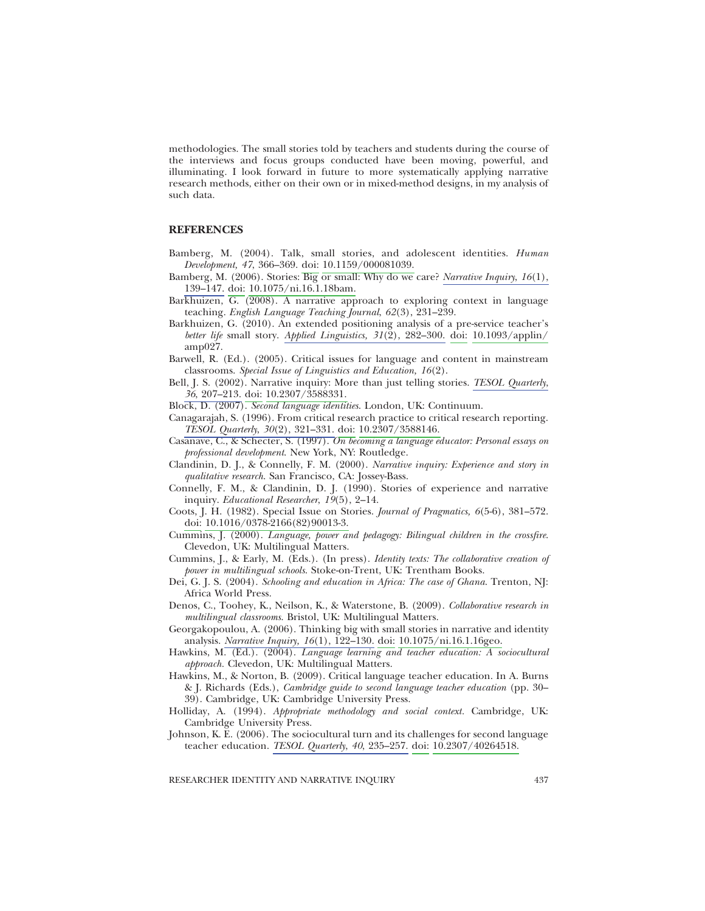methodologies. The small stories told by teachers and students during the course of the interviews and focus groups conducted have been moving, powerful, and illuminating. I look forward in future to more systematically applying narrative research methods, either on their own or in mixed-method designs, in my analysis of such data.

## REFERENCES

Bamberg, M. (2004). Talk, small stories, and adolescent identities. *Human Development, 47*, 366–369. doi: 10.1159/000081039.

Bamberg, M. (2006). Stories: Big or small: Why do we care? *Narrative Inquiry, 16*(1), 139–147. doi: 10.1075/ni.16.1.18bam.

Barkhuizen, G. (2008). A narrative approach to exploring context in language teaching. *English Language Teaching Journal, 62*(3), 231–239.

Barkhuizen, G. (2010). An extended positioning analysis of a pre-service teacher's *better life* small story. *Applied Linguistics, 31*(2), 282–300. doi: 10.1093/applin/amp027.

Barwell, R. (Ed.). (2005). Critical issues for language and content in mainstream classrooms. *Special Issue of Linguistics and Education, 16*(2).

Bell, J. S. (2002). Narrative inquiry: More than just telling stories. *TESOL Quarterly, 36*, 207–213. doi: 10.2307/3588331.

Block, D. (2007). *Second language identities*. London, UK: Continuum.

Canagarajah, S. (1996). From critical research practice to critical research reporting. *TESOL Quarterly, 30*(2), 321–331. doi: 10.2307/3588146.

Casanave, C., & Schecter, S. (1997). *On becoming a language educator: Personal essays on professional development*. New York, NY: Routledge.

Clandinin, D. J., & Connelly, F. M. (2000). *Narrative inquiry: Experience and story in qualitative research*. San Francisco, CA: Jossey-Bass.

Connelly, F. M., & Clandinin, D. J. (1990). Stories of experience and narrative inquiry. *Educational Researcher, 19*(5), 2–14.

Coots, J. H. (1982). Special Issue on Stories. *Journal of Pragmatics, 6*(5-6), 381–572. doi: 10.1016/0378-2166(82)90013-3.

Cummins, J. (2000). *Language, power and pedagogy: Bilingual children in the crossfire*. Clevedon, UK: Multilingual Matters.

Cummins, J., & Early, M. (Eds.). (In press). *Identity texts: The collaborative creation of power in multilingual schools*. Stoke-on-Trent, UK: Trentham Books.

Dei, G. J. S. (2004). *Schooling and education in Africa: The case of Ghana*. Trenton, NJ: Africa World Press.

Denos, C., Toohey, K., Neilson, K., & Waterstone, B. (2009). *Collaborative research in multilingual classrooms*. Bristol, UK: Multilingual Matters.

Georgakopoulou, A. (2006). Thinking big with small stories in narrative and identity analysis. *Narrative Inquiry, 16*(1), 122–130. doi: 10.1075/ni.16.1.16geo.

Hawkins, M. (Ed.). (2004). *Language learning and teacher education: A sociocultural approach*. Clevedon, UK: Multilingual Matters.

Hawkins, M., & Norton, B. (2009). Critical language teacher education. In A. Burns & J. Richards (Eds.), *Cambridge guide to second language teacher education* (pp. 30–39). Cambridge, UK: Cambridge University Press.

Holliday, A. (1994). *Appropriate methodology and social context*. Cambridge, UK: Cambridge University Press.

Johnson, K. E. (2006). The sociocultural turn and its challenges for second language teacher education. *TESOL Quarterly, 40*, 235–257. doi: 10.2307/40264518.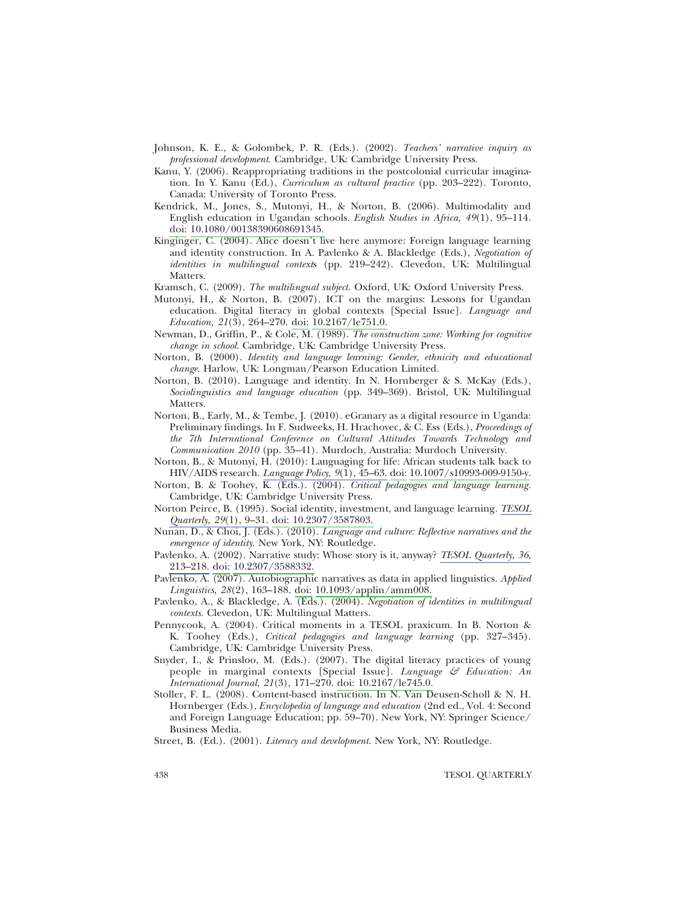Johnson, K. E., & Golombek, P. R. (Eds.). (2002). *Teachers' narrative inquiry as professional development*. Cambridge, UK: Cambridge University Press.

Kanu, Y. (2006). Reappropriating traditions in the postcolonial curricular imagination. In Y. Kanu (Ed.), *Curriculum as cultural practice* (pp. 203–222). Toronto, Canada: University of Toronto Press.

Kendrick, M., Jones, S., Mutonyi, H., & Norton, B. (2006). Multimodality and English education in Ugandan schools. *English Studies in Africa, 49*(1), 95–114. doi: 10.1080/00138390608691345.

Kinginger, C. (2004). Alice doesn't live here anymore: Foreign language learning and identity construction. In A. Pavlenko & A. Blackledge (Eds.), *Negotiation of identities in multilingual contexts* (pp. 219–242). Clevedon, UK: Multilingual Matters.

Kramsch, C. (2009). *The multilingual subject*. Oxford, UK: Oxford University Press.

Mutonyi, H., & Norton, B. (2007). ICT on the margins: Lessons for Ugandan education. Digital literacy in global contexts [Special Issue]. *Language and Education, 21*(3), 264–270. doi: 10.2167/le751.0.

Newman, D., Griffin, P., & Cole, M. (1989). *The construction zone: Working for cognitive change in school*. Cambridge, UK: Cambridge University Press.

Norton, B. (2000). *Identity and language learning: Gender, ethnicity and educational change*. Harlow, UK: Longman/Pearson Education Limited.

Norton, B. (2010). Language and identity. In N. Hornberger & S. McKay (Eds.), *Sociolinguistics and language education* (pp. 349–369). Bristol, UK: Multilingual Matters.

Norton, B., Early, M., & Tembe, J. (2010). eGranary as a digital resource in Uganda: Preliminary findings. In F. Sudweeks, H. Hrachovec, & C. Ess (Eds.), *Proceedings of the 7th International Conference on Cultural Attitudes Towards Technology and Communication 2010* (pp. 35–41). Murdoch, Australia: Murdoch University.

Norton, B., & Mutonyi, H. (2010): Languaging for life: African students talk back to HIV/AIDS research. *Language Policy, 9*(1), 45–63. doi: 10.1007/s10993-009-9150-y.

Norton, B. & Toohey, K. (Eds.). (2004). *Critical pedagogies and language learning*. Cambridge, UK: Cambridge University Press.

Norton Peirce, B. (1995). Social identity, investment, and language learning. *TESOL Quarterly*, *29*(1), 9–31. doi: 10.2307/3587803.

Nunan, D., & Choi, J. (Eds.). (2010). *Language and culture: Reflective narratives and the emergence of identity*. New York, NY: Routledge.

Pavlenko, A. (2002). Narrative study: Whose story is it, anyway? *TESOL Quarterly*, *36*, 213–218. doi: 10.2307/3588332.

Pavlenko, A. (2007). Autobiographic narratives as data in applied linguistics. *Applied Linguistics*, *28*(2), 163–188. doi: 10.1093/applin/amm008.

Pavlenko, A., & Blackledge, A. (Eds.). (2004). *Negotiation of identities in multilingual contexts*. Clevedon, UK: Multilingual Matters.

Pennycook, A. (2004). Critical moments in a TESOL praxicum. In B. Norton & K. Toohey (Eds.), *Critical pedagogies and language learning* (pp. 327–345). Cambridge, UK: Cambridge University Press.

Snyder, I., & Prinsloo, M. (Eds.). (2007). The digital literacy practices of young people in marginal contexts [Special Issue]. *Language & Education: An International Journal*, *21*(3), 171–270. doi: 10.2167/le745.0.

Stoller, F. L. (2008). Content-based instruction. In N. Van Deusen-Scholl & N. H. Hornberger (Eds.), *Encyclopedia of language and education* (2nd ed., Vol. 4: Second and Foreign Language Education; pp. 59–70). New York, NY: Springer Science/Business Media.

Street, B. (Ed.). (2001). *Literacy and development*. New York, NY: Routledge.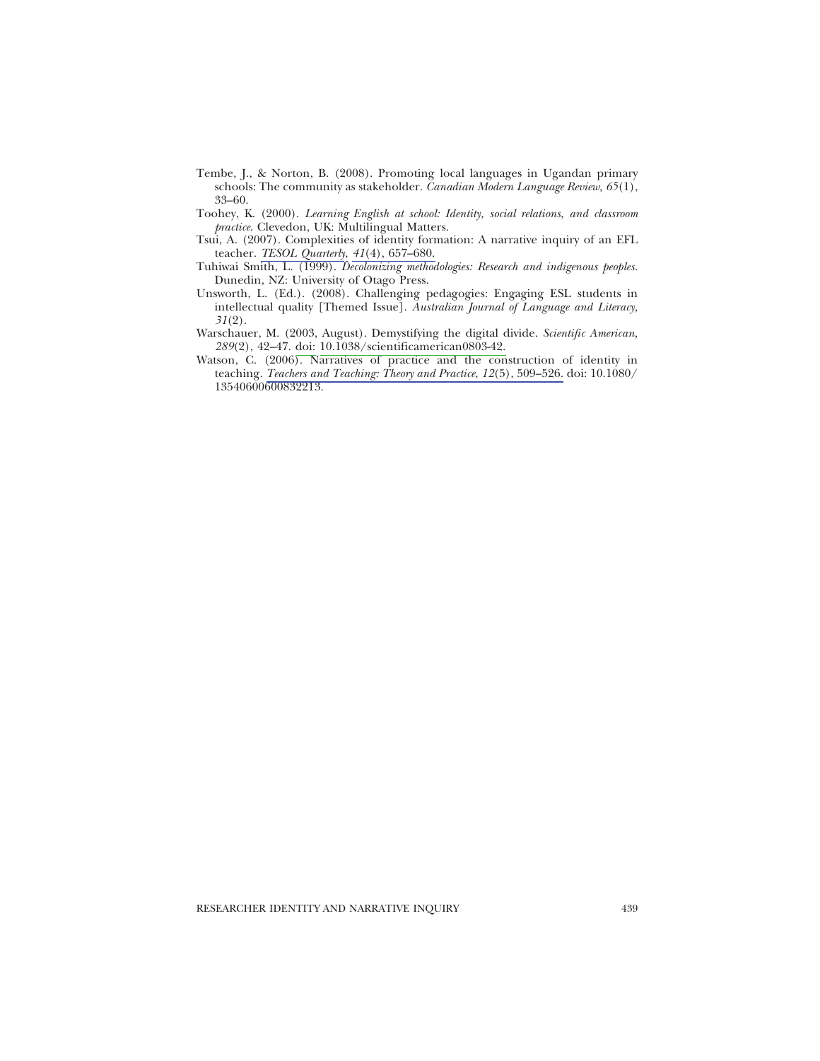Tembe, J., & Norton, B. (2008). Promoting local languages in Ugandan primary schools: The community as stakeholder. *Canadian Modern Language Review, 65*(1), 33–60.

Toohey, K. (2000). *Learning English at school: Identity, social relations, and classroom practice*. Clevedon, UK: Multilingual Matters.

Tsui, A. (2007). Complexities of identity formation: A narrative inquiry of an EFL teacher. *TESOL Quarterly, 41*(4), 657–680.

Tuhiwai Smith, L. (1999). *Decolonizing methodologies: Research and indigenous peoples*. Dunedin, NZ: University of Otago Press.

Unsworth, L. (Ed.). (2008). Challenging pedagogies: Engaging ESL students in intellectual quality [Themed Issue]. *Australian Journal of Language and Literacy, 31*(2).

Warschauer, M. (2003, August). Demystifying the digital divide. *Scientific American, 289*(2), 42–47. doi: 10.1038/scientificamerican0803-42.

Watson, C. (2006). Narratives of practice and the construction of identity in teaching. *Teachers and Teaching: Theory and Practice, 12*(5), 509–526. doi: 10.1080/13540600600832213.